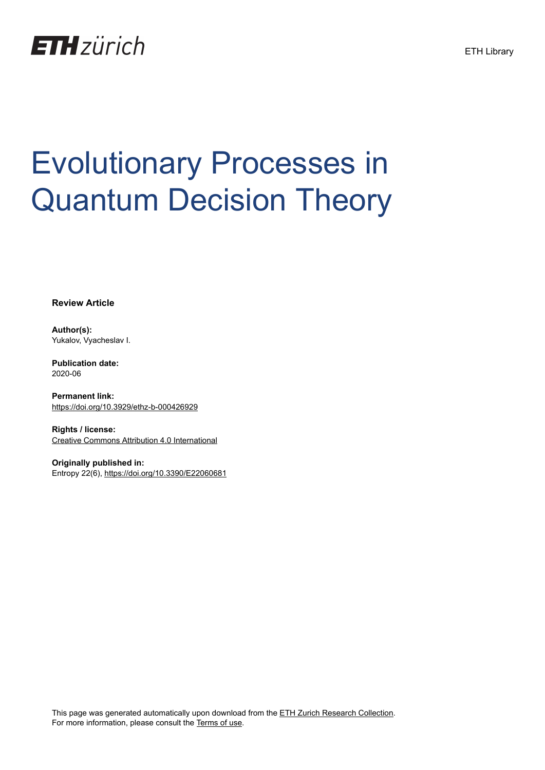ETH zürich

ETH Library

# Evolutionary Processes in Quantum Decision Theory

**Review Article**

**Author(s):**
Yukalov, Vyacheslav I.

**Publication date:**
2020-06

**Permanent link:**
https://doi.org/10.3929/ethz-b-000426929

**Rights / license:**
Creative Commons Attribution 4.0 International

**Originally published in:**
Entropy 22(6), https://doi.org/10.3390/E22060681

This page was generated automatically upon download from the ETH Zurich Research Collection.
For more information, please consult the Terms of use.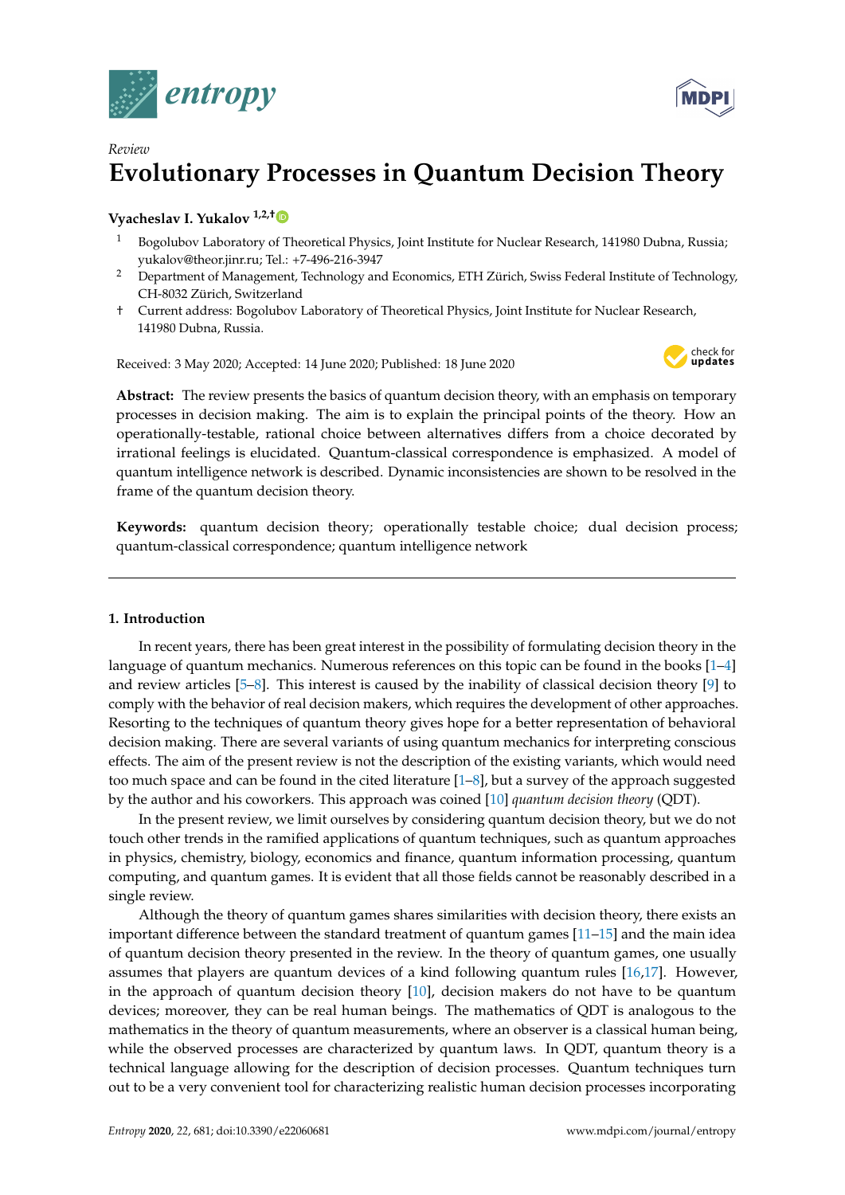entropy

MDPI

*Review*

# Evolutionary Processes in Quantum Decision Theory

**Vyacheslav I. Yukalov** [1,2,†]

[1] Bogolubov Laboratory of Theoretical Physics, Joint Institute for Nuclear Research, 141980 Dubna, Russia; yukalov@theor.jinr.ru; Tel.: +7-496-216-3947

[2] Department of Management, Technology and Economics, ETH Zürich, Swiss Federal Institute of Technology, CH-8032 Zürich, Switzerland

† Current address: Bogolubov Laboratory of Theoretical Physics, Joint Institute for Nuclear Research, 141980 Dubna, Russia.

Received: 3 May 2020; Accepted: 14 June 2020; Published: 18 June 2020

**Abstract:** The review presents the basics of quantum decision theory, with an emphasis on temporary processes in decision making. The aim is to explain the principal points of the theory. How an operationally-testable, rational choice between alternatives differs from a choice decorated by irrational feelings is elucidated. Quantum-classical correspondence is emphasized. A model of quantum intelligence network is described. Dynamic inconsistencies are shown to be resolved in the frame of the quantum decision theory.

**Keywords:** quantum decision theory; operationally testable choice; dual decision process; quantum-classical correspondence; quantum intelligence network

---

## 1. Introduction

In recent years, there has been great interest in the possibility of formulating decision theory in the language of quantum mechanics. Numerous references on this topic can be found in the books [1–4] and review articles [5–8]. This interest is caused by the inability of classical decision theory [9] to comply with the behavior of real decision makers, which requires the development of other approaches. Resorting to the techniques of quantum theory gives hope for a better representation of behavioral decision making. There are several variants of using quantum mechanics for interpreting conscious effects. The aim of the present review is not the description of the existing variants, which would need too much space and can be found in the cited literature [1–8], but a survey of the approach suggested by the author and his coworkers. This approach was coined [10] *quantum decision theory* (QDT).

In the present review, we limit ourselves by considering quantum decision theory, but we do not touch other trends in the ramified applications of quantum techniques, such as quantum approaches in physics, chemistry, biology, economics and finance, quantum information processing, quantum computing, and quantum games. It is evident that all those fields cannot be reasonably described in a single review.

Although the theory of quantum games shares similarities with decision theory, there exists an important difference between the standard treatment of quantum games [11–15] and the main idea of quantum decision theory presented in the review. In the theory of quantum games, one usually assumes that players are quantum devices of a kind following quantum rules [16,17]. However, in the approach of quantum decision theory [10], decision makers do not have to be quantum devices; moreover, they can be real human beings. The mathematics of QDT is analogous to the mathematics in the theory of quantum measurements, where an observer is a classical human being, while the observed processes are characterized by quantum laws. In QDT, quantum theory is a technical language allowing for the description of decision processes. Quantum techniques turn out to be a very convenient tool for characterizing realistic human decision processes incorporating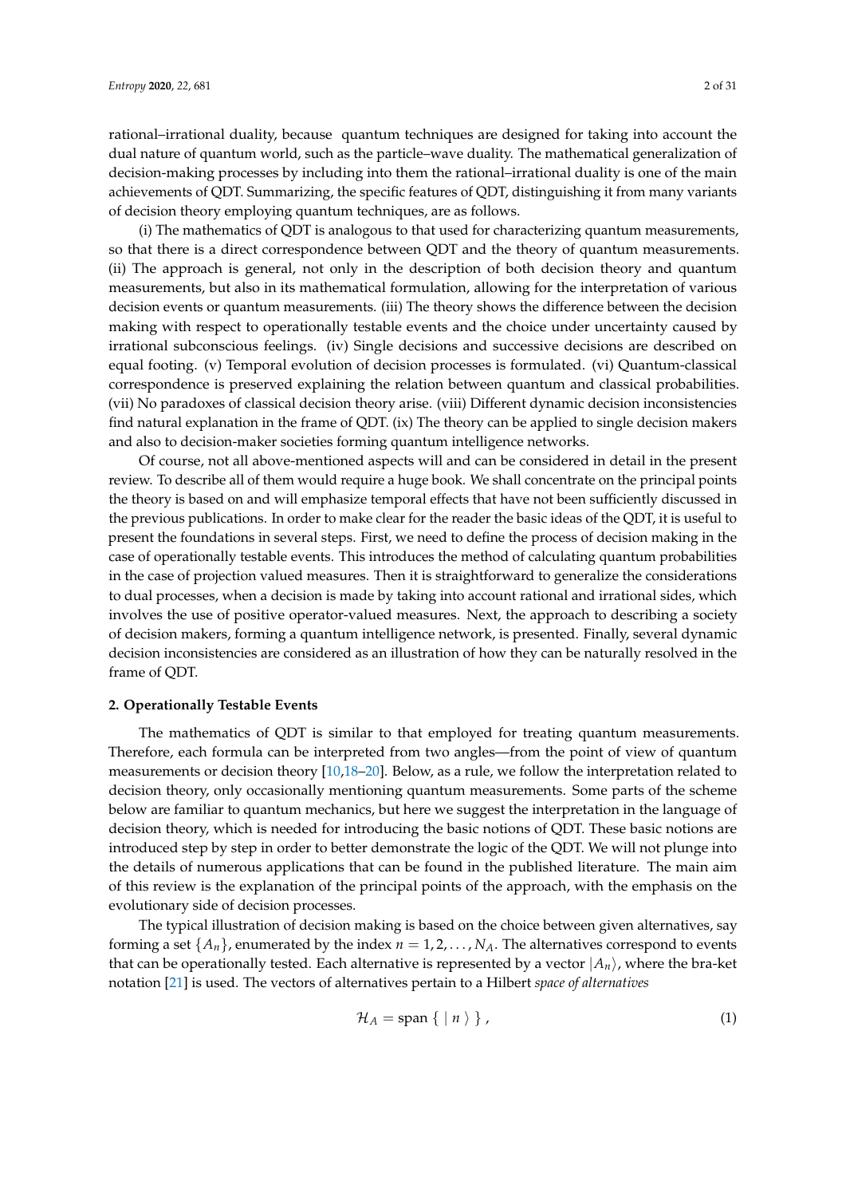rational–irrational duality, because quantum techniques are designed for taking into account the dual nature of quantum world, such as the particle–wave duality. The mathematical generalization of decision-making processes by including into them the rational–irrational duality is one of the main achievements of QDT. Summarizing, the specific features of QDT, distinguishing it from many variants of decision theory employing quantum techniques, are as follows.

(i) The mathematics of QDT is analogous to that used for characterizing quantum measurements, so that there is a direct correspondence between QDT and the theory of quantum measurements. (ii) The approach is general, not only in the description of both decision theory and quantum measurements, but also in its mathematical formulation, allowing for the interpretation of various decision events or quantum measurements. (iii) The theory shows the difference between the decision making with respect to operationally testable events and the choice under uncertainty caused by irrational subconscious feelings. (iv) Single decisions and successive decisions are described on equal footing. (v) Temporal evolution of decision processes is formulated. (vi) Quantum-classical correspondence is preserved explaining the relation between quantum and classical probabilities. (vii) No paradoxes of classical decision theory arise. (viii) Different dynamic decision inconsistencies find natural explanation in the frame of QDT. (ix) The theory can be applied to single decision makers and also to decision-maker societies forming quantum intelligence networks.

Of course, not all above-mentioned aspects will and can be considered in detail in the present review. To describe all of them would require a huge book. We shall concentrate on the principal points the theory is based on and will emphasize temporal effects that have not been sufficiently discussed in the previous publications. In order to make clear for the reader the basic ideas of the QDT, it is useful to present the foundations in several steps. First, we need to define the process of decision making in the case of operationally testable events. This introduces the method of calculating quantum probabilities in the case of projection valued measures. Then it is straightforward to generalize the considerations to dual processes, when a decision is made by taking into account rational and irrational sides, which involves the use of positive operator-valued measures. Next, the approach to describing a society of decision makers, forming a quantum intelligence network, is presented. Finally, several dynamic decision inconsistencies are considered as an illustration of how they can be naturally resolved in the frame of QDT.

## 2. Operationally Testable Events

The mathematics of QDT is similar to that employed for treating quantum measurements. Therefore, each formula can be interpreted from two angles—from the point of view of quantum measurements or decision theory [10,18–20]. Below, as a rule, we follow the interpretation related to decision theory, only occasionally mentioning quantum measurements. Some parts of the scheme below are familiar to quantum mechanics, but here we suggest the interpretation in the language of decision theory, which is needed for introducing the basic notions of QDT. These basic notions are introduced step by step in order to better demonstrate the logic of the QDT. We will not plunge into the details of numerous applications that can be found in the published literature. The main aim of this review is the explanation of the principal points of the approach, with the emphasis on the evolutionary side of decision processes.

The typical illustration of decision making is based on the choice between given alternatives, say forming a set $\{A_n\}$, enumerated by the index $n = 1, 2, \ldots, N_A$. The alternatives correspond to events that can be operationally tested. Each alternative is represented by a vector $|A_n\rangle$, where the bra-ket notation [21] is used. The vectors of alternatives pertain to a Hilbert *space of alternatives*

$$\mathcal{H}_A = \text{span}\{\, |\, n\,\rangle\,\}\,, \tag{1}$$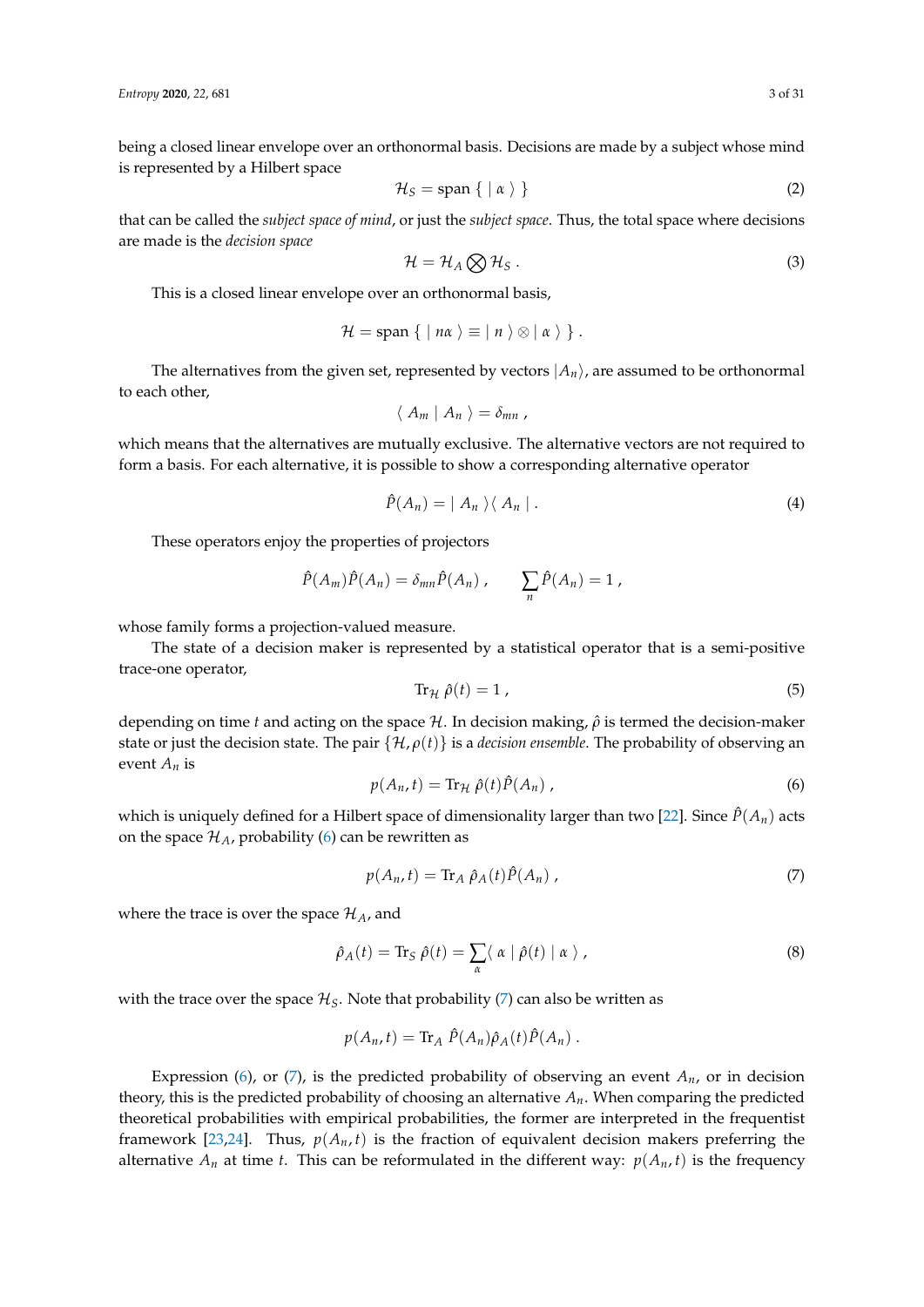being a closed linear envelope over an orthonormal basis. Decisions are made by a subject whose mind is represented by a Hilbert space

$$\mathcal{H}_S = \text{span}\;\{\;|\;\alpha\;\rangle\;\} \tag{2}$$

that can be called the *subject space of mind*, or just the *subject space*. Thus, the total space where decisions are made is the *decision space*

$$\mathcal{H} = \mathcal{H}_A \bigotimes \mathcal{H}_S\;. \tag{3}$$

This is a closed linear envelope over an orthonormal basis,

$$\mathcal{H} = \text{span}\;\{\;|\;n\alpha\;\rangle \equiv |\;n\;\rangle \otimes |\;\alpha\;\rangle\;\}\;.$$

The alternatives from the given set, represented by vectors $|A_n\rangle$, are assumed to be orthonormal to each other,

$$\langle\;A_m\;|\;A_n\;\rangle = \delta_{mn}\;,$$

which means that the alternatives are mutually exclusive. The alternative vectors are not required to form a basis. For each alternative, it is possible to show a corresponding alternative operator

$$\hat{P}(A_n) = |\;A_n\;\rangle\langle\;A_n\;|\;. \tag{4}$$

These operators enjoy the properties of projectors

$$\hat{P}(A_m)\hat{P}(A_n) = \delta_{mn}\hat{P}(A_n)\;, \qquad \sum_n \hat{P}(A_n) = 1\;,$$

whose family forms a projection-valued measure.

The state of a decision maker is represented by a statistical operator that is a semi-positive trace-one operator,

$$\text{Tr}_{\mathcal{H}}\;\hat{\rho}(t) = 1\;, \tag{5}$$

depending on time $t$ and acting on the space $\mathcal{H}$. In decision making, $\hat{\rho}$ is termed the decision-maker state or just the decision state. The pair $\{\mathcal{H}, \rho(t)\}$ is a *decision ensemble*. The probability of observing an event $A_n$ is

$$p(A_n, t) = \text{Tr}_{\mathcal{H}}\;\hat{\rho}(t)\hat{P}(A_n)\;, \tag{6}$$

which is uniquely defined for a Hilbert space of dimensionality larger than two [22]. Since $\hat{P}(A_n)$ acts on the space $\mathcal{H}_A$, probability (6) can be rewritten as

$$p(A_n, t) = \text{Tr}_A\;\hat{\rho}_A(t)\hat{P}(A_n)\;, \tag{7}$$

where the trace is over the space $\mathcal{H}_A$, and

$$\hat{\rho}_A(t) = \text{Tr}_S\;\hat{\rho}(t) = \sum_\alpha \langle\;\alpha\;|\;\hat{\rho}(t)\;|\;\alpha\;\rangle\;, \tag{8}$$

with the trace over the space $\mathcal{H}_S$. Note that probability (7) can also be written as

$$p(A_n, t) = \text{Tr}_A\;\hat{P}(A_n)\hat{\rho}_A(t)\hat{P}(A_n)\;.$$

Expression (6), or (7), is the predicted probability of observing an event $A_n$, or in decision theory, this is the predicted probability of choosing an alternative $A_n$. When comparing the predicted theoretical probabilities with empirical probabilities, the former are interpreted in the frequentist framework [23,24]. Thus, $p(A_n, t)$ is the fraction of equivalent decision makers preferring the alternative $A_n$ at time $t$. This can be reformulated in the different way: $p(A_n, t)$ is the frequency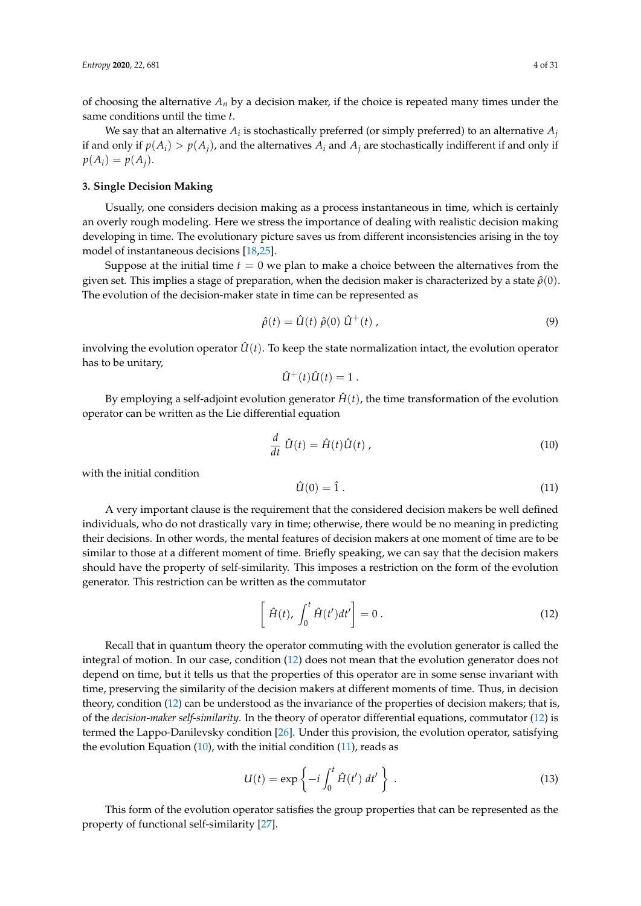of choosing the alternative $A_n$ by a decision maker, if the choice is repeated many times under the same conditions until the time $t$.

We say that an alternative $A_i$ is stochastically preferred (or simply preferred) to an alternative $A_j$ if and only if $p(A_i) > p(A_j)$, and the alternatives $A_i$ and $A_j$ are stochastically indifferent if and only if $p(A_i) = p(A_j)$.

### 3. Single Decision Making

Usually, one considers decision making as a process instantaneous in time, which is certainly an overly rough modeling. Here we stress the importance of dealing with realistic decision making developing in time. The evolutionary picture saves us from different inconsistencies arising in the toy model of instantaneous decisions [18,25].

Suppose at the initial time $t = 0$ we plan to make a choice between the alternatives from the given set. This implies a stage of preparation, when the decision maker is characterized by a state $\hat{\rho}(0)$. The evolution of the decision-maker state in time can be represented as

$$\hat{\rho}(t) = \hat{U}(t)\,\hat{\rho}(0)\,\hat{U}^+(t)\,, \tag{9}$$

involving the evolution operator $\hat{U}(t)$. To keep the state normalization intact, the evolution operator has to be unitary,

$$\hat{U}^+(t)\hat{U}(t) = 1\,.$$

By employing a self-adjoint evolution generator $\hat{H}(t)$, the time transformation of the evolution operator can be written as the Lie differential equation

$$\frac{d}{dt}\,\hat{U}(t) = \hat{H}(t)\hat{U}(t)\,, \tag{10}$$

with the initial condition

$$\hat{U}(0) = \hat{1}\,. \tag{11}$$

A very important clause is the requirement that the considered decision makers be well defined individuals, who do not drastically vary in time; otherwise, there would be no meaning in predicting their decisions. In other words, the mental features of decision makers at one moment of time are to be similar to those at a different moment of time. Briefly speaking, we can say that the decision makers should have the property of self-similarity. This imposes a restriction on the form of the evolution generator. This restriction can be written as the commutator

$$\left[\,\hat{H}(t),\,\int_0^t \hat{H}(t')dt'\right] = 0\,. \tag{12}$$

Recall that in quantum theory the operator commuting with the evolution generator is called the integral of motion. In our case, condition (12) does not mean that the evolution generator does not depend on time, but it tells us that the properties of this operator are in some sense invariant with time, preserving the similarity of the decision makers at different moments of time. Thus, in decision theory, condition (12) can be understood as the invariance of the properties of decision makers; that is, of the *decision-maker self-similarity*. In the theory of operator differential equations, commutator (12) is termed the Lappo-Danilevsky condition [26]. Under this provision, the evolution operator, satisfying the evolution Equation (10), with the initial condition (11), reads as

$$U(t) = \exp\left\{-i\int_0^t \hat{H}(t')\,dt'\right\}\,. \tag{13}$$

This form of the evolution operator satisfies the group properties that can be represented as the property of functional self-similarity [27].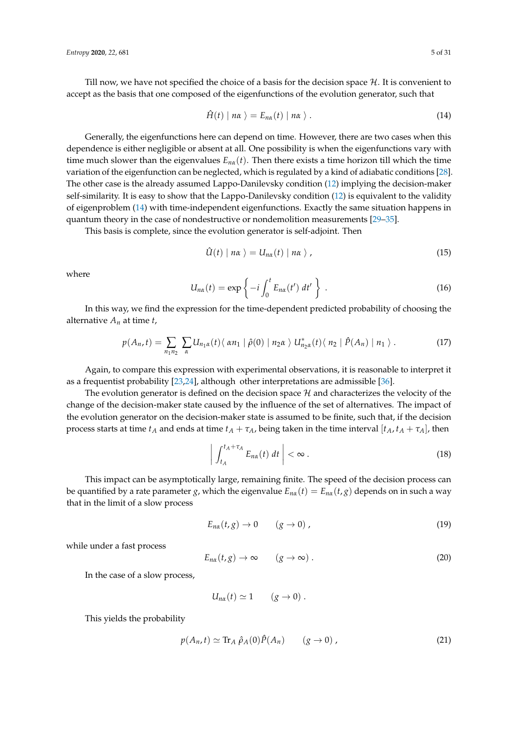Till now, we have not specified the choice of a basis for the decision space $\mathcal{H}$. It is convenient to accept as the basis that one composed of the eigenfunctions of the evolution generator, such that

$$\hat{H}(t) \mid n\alpha \, \rangle = E_{n\alpha}(t) \mid n\alpha \, \rangle \; . \tag{14}$$

Generally, the eigenfunctions here can depend on time. However, there are two cases when this dependence is either negligible or absent at all. One possibility is when the eigenfunctions vary with time much slower than the eigenvalues $E_{n\alpha}(t)$. Then there exists a time horizon till which the time variation of the eigenfunction can be neglected, which is regulated by a kind of adiabatic conditions [28]. The other case is the already assumed Lappo-Danilevsky condition (12) implying the decision-maker self-similarity. It is easy to show that the Lappo-Danilevsky condition (12) is equivalent to the validity of eigenproblem (14) with time-independent eigenfunctions. Exactly the same situation happens in quantum theory in the case of nondestructive or nondemolition measurements [29–35].

This basis is complete, since the evolution generator is self-adjoint. Then

$$\hat{U}(t) \mid n\alpha \, \rangle = U_{n\alpha}(t) \mid n\alpha \, \rangle \; , \tag{15}$$

where

$$U_{n\alpha}(t) = \exp\left\{ -i \int_0^t E_{n\alpha}(t') \, dt' \right\} \; . \tag{16}$$

In this way, we find the expression for the time-dependent predicted probability of choosing the alternative $A_n$ at time $t$,

$$p(A_n, t) = \sum_{n_1 n_2} \sum_{\alpha} U_{n_1\alpha}(t) \langle \, \alpha n_1 \mid \hat{\rho}(0) \mid n_2 \alpha \, \rangle \; U^*_{n_2\alpha}(t) \langle \, n_2 \mid \hat{P}(A_n) \mid n_1 \, \rangle \; . \tag{17}$$

Again, to compare this expression with experimental observations, it is reasonable to interpret it as a frequentist probability [23,24], although other interpretations are admissible [36].

The evolution generator is defined on the decision space $\mathcal{H}$ and characterizes the velocity of the change of the decision-maker state caused by the influence of the set of alternatives. The impact of the evolution generator on the decision-maker state is assumed to be finite, such that, if the decision process starts at time $t_A$ and ends at time $t_A + \tau_A$, being taken in the time interval $[t_A, t_A + \tau_A]$, then

$$\left| \int_{t_A}^{t_A + \tau_A} E_{n\alpha}(t) \, dt \right| < \infty \; . \tag{18}$$

This impact can be asymptotically large, remaining finite. The speed of the decision process can be quantified by a rate parameter $g$, which the eigenvalue $E_{n\alpha}(t) = E_{n\alpha}(t, g)$ depends on in such a way that in the limit of a slow process

$$E_{n\alpha}(t, g) \rightarrow 0 \qquad (g \rightarrow 0) \; , \tag{19}$$

while under a fast process

$$E_{n\alpha}(t, g) \rightarrow \infty \qquad (g \rightarrow \infty) \; . \tag{20}$$

In the case of a slow process,

$$U_{n\alpha}(t) \simeq 1 \qquad (g \rightarrow 0) \; .$$

This yields the probability

$$p(A_n, t) \simeq \mathrm{Tr}_A \; \hat{\rho}_A(0) \hat{P}(A_n) \qquad (g \rightarrow 0) \; , \tag{21}$$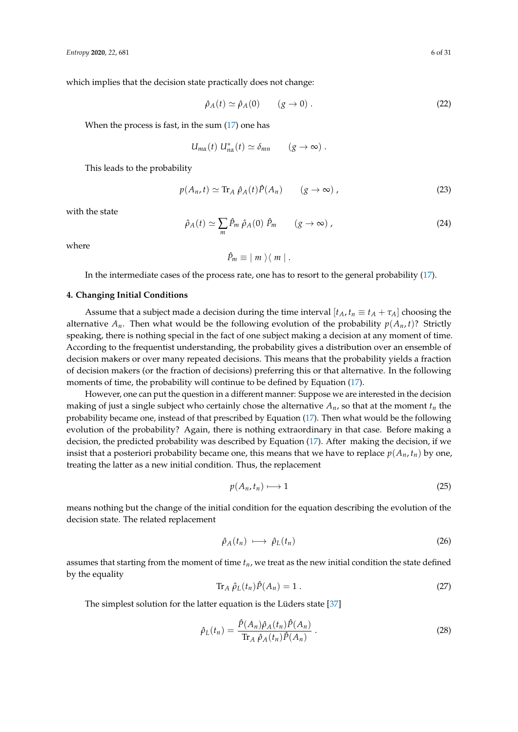which implies that the decision state practically does not change:

$$\hat{\rho}_A(t) \simeq \hat{\rho}_A(0) \qquad (g \to 0) \; . \tag{22}$$

When the process is fast, in the sum (17) one has

$$U_{m\alpha}(t) \; U^*_{n\alpha}(t) \simeq \delta_{mn} \qquad (g \to \infty) \; .$$

This leads to the probability

$$p(A_n, t) \simeq \text{Tr}_A \; \hat{\rho}_A(t) \hat{P}(A_n) \qquad (g \to \infty) \; , \tag{23}$$

with the state

$$\hat{\rho}_A(t) \simeq \sum_m \hat{P}_m \; \hat{\rho}_A(0) \; \hat{P}_m \qquad (g \to \infty) \; , \tag{24}$$

where

$$\hat{P}_m \equiv | \; m \; \rangle \langle \; m \; | \; .$$

In the intermediate cases of the process rate, one has to resort to the general probability (17).

## 4. Changing Initial Conditions

Assume that a subject made a decision during the time interval $[t_A, t_n \equiv t_A + \tau_A]$ choosing the alternative $A_n$. Then what would be the following evolution of the probability $p(A_n, t)$? Strictly speaking, there is nothing special in the fact of one subject making a decision at any moment of time. According to the frequentist understanding, the probability gives a distribution over an ensemble of decision makers or over many repeated decisions. This means that the probability yields a fraction of decision makers (or the fraction of decisions) preferring this or that alternative. In the following moments of time, the probability will continue to be defined by Equation (17).

However, one can put the question in a different manner: Suppose we are interested in the decision making of just a single subject who certainly chose the alternative $A_n$, so that at the moment $t_n$ the probability became one, instead of that prescribed by Equation (17). Then what would be the following evolution of the probability? Again, there is nothing extraordinary in that case. Before making a decision, the predicted probability was described by Equation (17). After making the decision, if we insist that a posteriori probability became one, this means that we have to replace $p(A_n, t_n)$ by one, treating the latter as a new initial condition. Thus, the replacement

$$p(A_n, t_n) \longmapsto 1 \tag{25}$$

means nothing but the change of the initial condition for the equation describing the evolution of the decision state. The related replacement

$$\hat{\rho}_A(t_n) \; \longmapsto \; \hat{\rho}_L(t_n) \tag{26}$$

assumes that starting from the moment of time $t_n$, we treat as the new initial condition the state defined by the equality

$$\text{Tr}_A \; \hat{\rho}_L(t_n) \hat{P}(A_n) = 1 \; . \tag{27}$$

The simplest solution for the latter equation is the Lüders state [37]

$$\hat{\rho}_L(t_n) = \frac{\hat{P}(A_n) \hat{\rho}_A(t_n) \hat{P}(A_n)}{\text{Tr}_A \; \hat{\rho}_A(t_n) \hat{P}(A_n)} \; . \tag{28}$$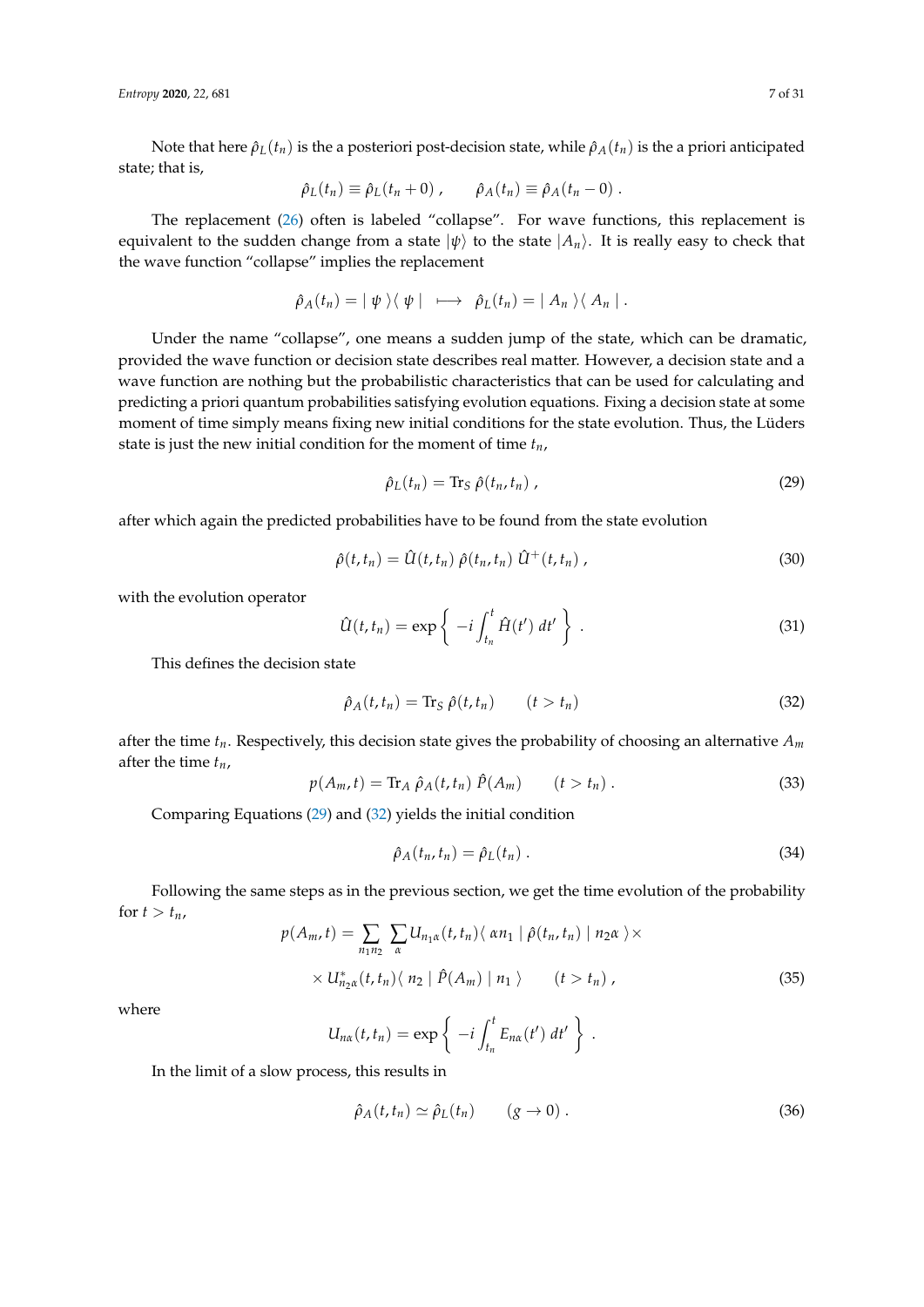Note that here $\hat{\rho}_L(t_n)$ is the a posteriori post-decision state, while $\hat{\rho}_A(t_n)$ is the a priori anticipated state; that is,

$$\hat{\rho}_L(t_n) \equiv \hat{\rho}_L(t_n + 0) \; , \qquad \hat{\rho}_A(t_n) \equiv \hat{\rho}_A(t_n - 0) \; .$$

The replacement (26) often is labeled "collapse". For wave functions, this replacement is equivalent to the sudden change from a state $|\psi\rangle$ to the state $|A_n\rangle$. It is really easy to check that the wave function "collapse" implies the replacement

$$\hat{\rho}_A(t_n) = | \, \psi \, \rangle \langle \, \psi \, | \quad \longmapsto \quad \hat{\rho}_L(t_n) = | \, A_n \, \rangle \langle \, A_n \, | \; .$$

Under the name "collapse", one means a sudden jump of the state, which can be dramatic, provided the wave function or decision state describes real matter. However, a decision state and a wave function are nothing but the probabilistic characteristics that can be used for calculating and predicting a priori quantum probabilities satisfying evolution equations. Fixing a decision state at some moment of time simply means fixing new initial conditions for the state evolution. Thus, the Lüders state is just the new initial condition for the moment of time $t_n$,

$$\hat{\rho}_L(t_n) = \mathrm{Tr}_S \, \hat{\rho}(t_n, t_n) \; , \tag{29}$$

after which again the predicted probabilities have to be found from the state evolution

$$\hat{\rho}(t, t_n) = \hat{U}(t, t_n) \, \hat{\rho}(t_n, t_n) \, \hat{U}^+(t, t_n) \; , \tag{30}$$

with the evolution operator

$$\hat{U}(t, t_n) = \exp\left\{ \, -i \int_{t_n}^{t} \hat{H}(t') \, dt' \, \right\} \; . \tag{31}$$

This defines the decision state

$$\hat{\rho}_A(t, t_n) = \mathrm{Tr}_S \, \hat{\rho}(t, t_n) \qquad (t > t_n) \tag{32}$$

after the time $t_n$. Respectively, this decision state gives the probability of choosing an alternative $A_m$ after the time $t_n$,

$$p(A_m, t) = \mathrm{Tr}_A \, \hat{\rho}_A(t, t_n) \, \hat{P}(A_m) \qquad (t > t_n) \; . \tag{33}$$

Comparing Equations (29) and (32) yields the initial condition

$$\hat{\rho}_A(t_n, t_n) = \hat{\rho}_L(t_n) \; . \tag{34}$$

Following the same steps as in the previous section, we get the time evolution of the probability for $t > t_n$,

$$p(A_m, t) = \sum_{n_1 n_2} \sum_{\alpha} U_{n_1\alpha}(t, t_n) \langle \, \alpha n_1 \, | \, \hat{\rho}(t_n, t_n) \, | \, n_2 \alpha \, \rangle \times$$

$$\times \, U^*_{n_2\alpha}(t, t_n) \langle \, n_2 \, | \, \hat{P}(A_m) \, | \, n_1 \, \rangle \qquad (t > t_n) \; , \tag{35}$$

where

$$U_{n\alpha}(t, t_n) = \exp\left\{ \, -i \int_{t_n}^{t} E_{n\alpha}(t') \, dt' \, \right\} \; .$$

In the limit of a slow process, this results in

$$\hat{\rho}_A(t, t_n) \simeq \hat{\rho}_L(t_n) \qquad (g \to 0) \; . \tag{36}$$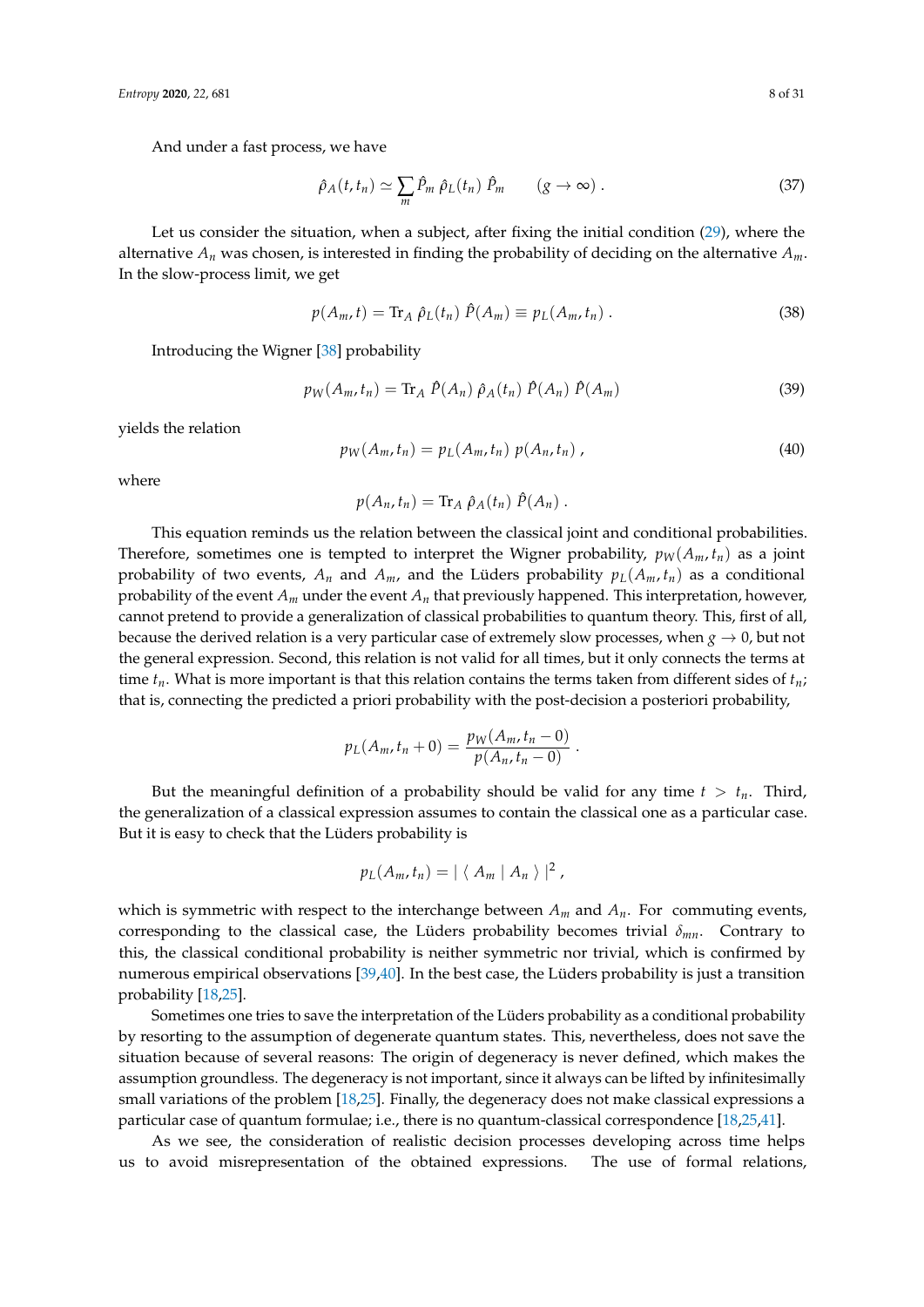And under a fast process, we have

$$\hat{\rho}_A(t, t_n) \simeq \sum_m \hat{P}_m \, \hat{\rho}_L(t_n) \, \hat{P}_m \qquad (g \rightarrow \infty) \; . \tag{37}$$

Let us consider the situation, when a subject, after fixing the initial condition (29), where the alternative $A_n$ was chosen, is interested in finding the probability of deciding on the alternative $A_m$. In the slow-process limit, we get

$$p(A_m, t) = \text{Tr}_A \, \hat{\rho}_L(t_n) \, \hat{P}(A_m) \equiv p_L(A_m, t_n) \; . \tag{38}$$

Introducing the Wigner [38] probability

$$p_W(A_m, t_n) = \text{Tr}_A \, \hat{P}(A_n) \, \hat{\rho}_A(t_n) \, \hat{P}(A_n) \, \hat{P}(A_m) \tag{39}$$

yields the relation

$$p_W(A_m, t_n) = p_L(A_m, t_n) \, p(A_n, t_n) \; , \tag{40}$$

where

$$p(A_n, t_n) = \text{Tr}_A \, \hat{\rho}_A(t_n) \, \hat{P}(A_n) \; .$$

This equation reminds us the relation between the classical joint and conditional probabilities. Therefore, sometimes one is tempted to interpret the Wigner probability, $p_W(A_m, t_n)$ as a joint probability of two events, $A_n$ and $A_m$, and the Lüders probability $p_L(A_m, t_n)$ as a conditional probability of the event $A_m$ under the event $A_n$ that previously happened. This interpretation, however, cannot pretend to provide a generalization of classical probabilities to quantum theory. This, first of all, because the derived relation is a very particular case of extremely slow processes, when $g \rightarrow 0$, but not the general expression. Second, this relation is not valid for all times, but it only connects the terms at time $t_n$. What is more important is that this relation contains the terms taken from different sides of $t_n$; that is, connecting the predicted a priori probability with the post-decision a posteriori probability,

$$p_L(A_m, t_n + 0) = \frac{p_W(A_m, t_n - 0)}{p(A_n, t_n - 0)} \; .$$

But the meaningful definition of a probability should be valid for any time $t > t_n$. Third, the generalization of a classical expression assumes to contain the classical one as a particular case. But it is easy to check that the Lüders probability is

$$p_L(A_m, t_n) = | \langle \, A_m \mid A_n \, \rangle \, |^2 \; ,$$

which is symmetric with respect to the interchange between $A_m$ and $A_n$. For commuting events, corresponding to the classical case, the Lüders probability becomes trivial $\delta_{mn}$. Contrary to this, the classical conditional probability is neither symmetric nor trivial, which is confirmed by numerous empirical observations [39,40]. In the best case, the Lüders probability is just a transition probability [18,25].

Sometimes one tries to save the interpretation of the Lüders probability as a conditional probability by resorting to the assumption of degenerate quantum states. This, nevertheless, does not save the situation because of several reasons: The origin of degeneracy is never defined, which makes the assumption groundless. The degeneracy is not important, since it always can be lifted by infinitesimally small variations of the problem [18,25]. Finally, the degeneracy does not make classical expressions a particular case of quantum formulae; i.e., there is no quantum-classical correspondence [18,25,41].

As we see, the consideration of realistic decision processes developing across time helps us to avoid misrepresentation of the obtained expressions. The use of formal relations,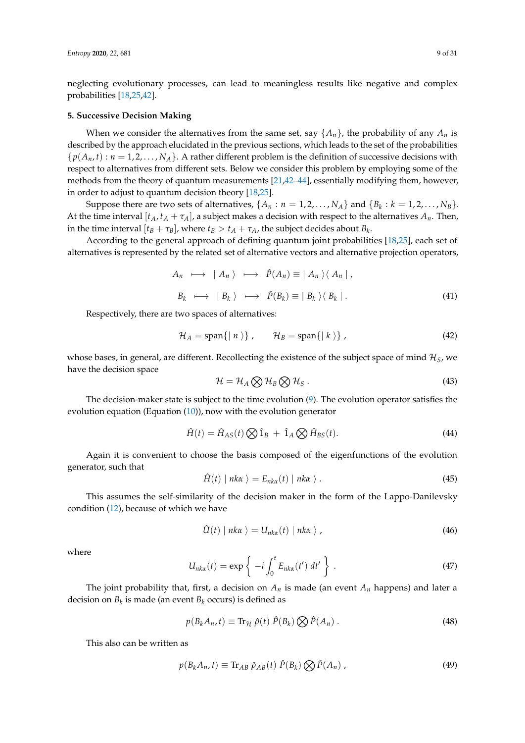neglecting evolutionary processes, can lead to meaningless results like negative and complex probabilities [18,25,42].

## 5. Successive Decision Making

When we consider the alternatives from the same set, say $\{A_n\}$, the probability of any $A_n$ is described by the approach elucidated in the previous sections, which leads to the set of the probabilities $\{p(A_n,t) : n = 1,2,\ldots,N_A\}$. A rather different problem is the definition of successive decisions with respect to alternatives from different sets. Below we consider this problem by employing some of the methods from the theory of quantum measurements [21,42–44], essentially modifying them, however, in order to adjust to quantum decision theory [18,25].

Suppose there are two sets of alternatives, $\{A_n : n = 1,2,\ldots,N_A\}$ and $\{B_k : k = 1,2,\ldots,N_B\}$. At the time interval $[t_A, t_A + \tau_A]$, a subject makes a decision with respect to the alternatives $A_n$. Then, in the time interval $[t_B + \tau_B]$, where $t_B > t_A + \tau_A$, the subject decides about $B_k$.

According to the general approach of defining quantum joint probabilities [18,25], each set of alternatives is represented by the related set of alternative vectors and alternative projection operators,

$$
\begin{aligned}
A_n \;\longmapsto\; |\, A_n \,\rangle \;\longmapsto\; \hat{P}(A_n) \equiv |\, A_n \,\rangle\langle\, A_n \,| \,, \\
B_k \;\longmapsto\; |\, B_k \,\rangle \;\longmapsto\; \hat{P}(B_k) \equiv |\, B_k \,\rangle\langle\, B_k \,| \,.
\end{aligned}
\tag{41}
$$

Respectively, there are two spaces of alternatives:

$$
\mathcal{H}_A = \mathrm{span}\{|\, n \,\rangle\} \,, \qquad \mathcal{H}_B = \mathrm{span}\{|\, k \,\rangle\} \,, \tag{42}
$$

whose bases, in general, are different. Recollecting the existence of the subject space of mind $\mathcal{H}_S$, we have the decision space

$$
\mathcal{H} = \mathcal{H}_A \bigotimes \mathcal{H}_B \bigotimes \mathcal{H}_S \,. \tag{43}
$$

The decision-maker state is subject to the time evolution (9). The evolution operator satisfies the evolution equation (Equation (10)), now with the evolution generator

$$
\hat{H}(t) = \hat{H}_{AS}(t) \bigotimes \hat{1}_B \;+\; \hat{1}_A \bigotimes \hat{H}_{BS}(t). \tag{44}
$$

Again it is convenient to choose the basis composed of the eigenfunctions of the evolution generator, such that

$$
\hat{H}(t) \,|\, nk\alpha \,\rangle = E_{nk\alpha}(t) \,|\, nk\alpha \,\rangle \,. \tag{45}
$$

This assumes the self-similarity of the decision maker in the form of the Lappo-Danilevsky condition (12), because of which we have

$$
\hat{U}(t) \,|\, nk\alpha \,\rangle = U_{nk\alpha}(t) \,|\, nk\alpha \,\rangle \,, \tag{46}
$$

where

$$
U_{nk\alpha}(t) = \exp\left\{ -i \int_0^t E_{nk\alpha}(t')\, dt' \right\} \,. \tag{47}
$$

The joint probability that, first, a decision on $A_n$ is made (an event $A_n$ happens) and later a decision on $B_k$ is made (an event $B_k$ occurs) is defined as

$$
p(B_k A_n, t) \equiv \mathrm{Tr}_{\mathcal{H}}\, \hat{\rho}(t)\, \hat{P}(B_k) \bigotimes \hat{P}(A_n) \,. \tag{48}
$$

This also can be written as

$$
p(B_k A_n, t) \equiv \mathrm{Tr}_{AB}\, \hat{\rho}_{AB}(t)\, \hat{P}(B_k) \bigotimes \hat{P}(A_n) \,, \tag{49}
$$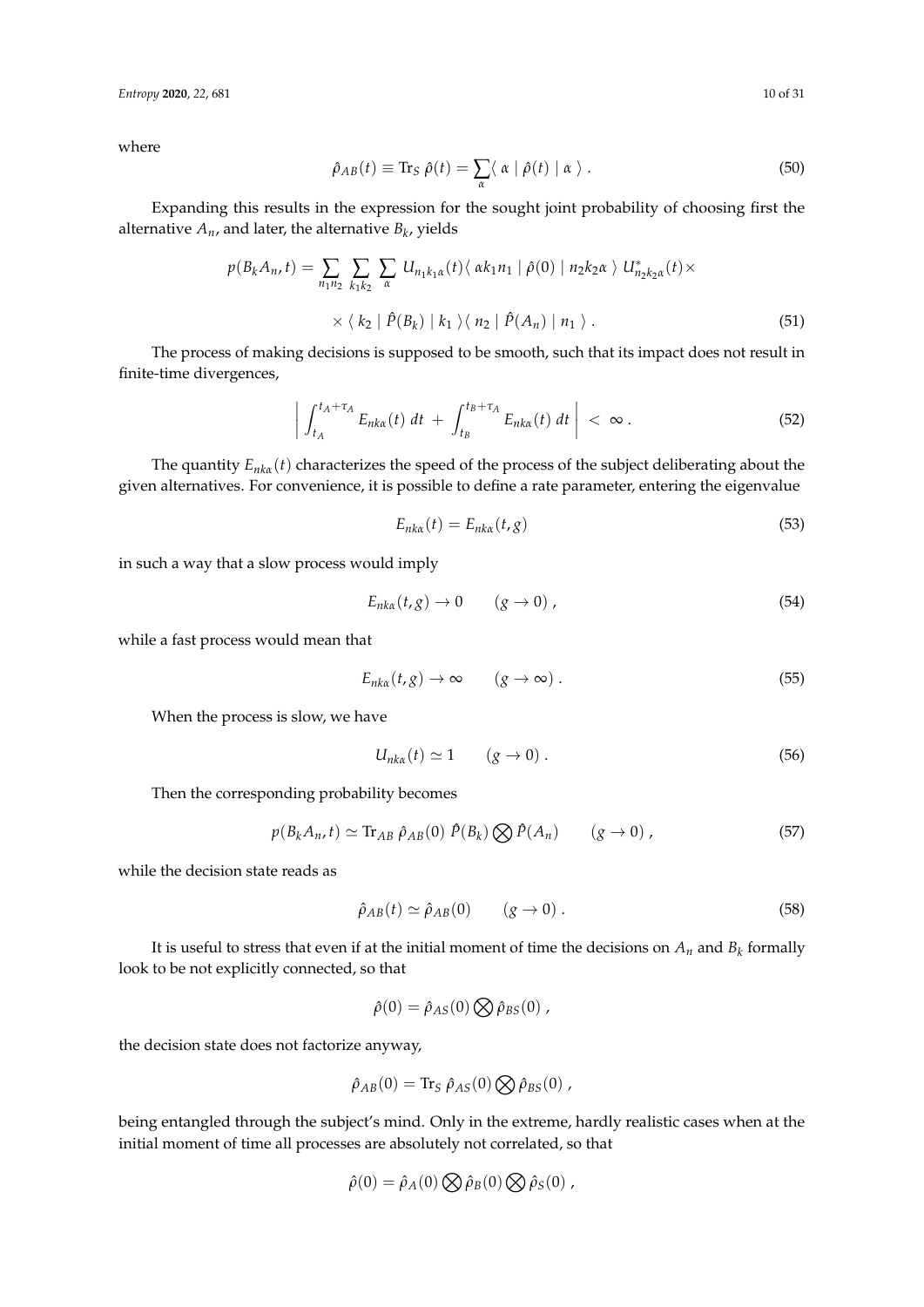where

$$\hat{\rho}_{AB}(t) \equiv \text{Tr}_S \; \hat{\rho}(t) = \sum_\alpha \langle \; \alpha \mid \hat{\rho}(t) \mid \alpha \; \rangle \; . \tag{50}$$

Expanding this results in the expression for the sought joint probability of choosing first the alternative $A_n$, and later, the alternative $B_k$, yields

$$p(B_k A_n, t) = \sum_{n_1 n_2} \sum_{k_1 k_2} \sum_\alpha \; U_{n_1 k_1 \alpha}(t) \langle \; \alpha k_1 n_1 \mid \hat{\rho}(0) \mid n_2 k_2 \alpha \; \rangle \; U^*_{n_2 k_2 \alpha}(t) \times$$

$$\times \langle \; k_2 \mid \hat{P}(B_k) \mid k_1 \; \rangle \langle \; n_2 \mid \hat{P}(A_n) \mid n_1 \; \rangle \; . \tag{51}$$

The process of making decisions is supposed to be smooth, such that its impact does not result in finite-time divergences,

$$\left| \; \int_{t_A}^{t_A + \tau_A} E_{nk\alpha}(t) \; dt \; + \; \int_{t_B}^{t_B + \tau_A} E_{nk\alpha}(t) \; dt \; \right| \; < \; \infty \; . \tag{52}$$

The quantity $E_{nk\alpha}(t)$ characterizes the speed of the process of the subject deliberating about the given alternatives. For convenience, it is possible to define a rate parameter, entering the eigenvalue

$$E_{nk\alpha}(t) = E_{nk\alpha}(t, g) \tag{53}$$

in such a way that a slow process would imply

$$E_{nk\alpha}(t, g) \rightarrow 0 \qquad (g \rightarrow 0) \; , \tag{54}$$

while a fast process would mean that

$$E_{nk\alpha}(t, g) \rightarrow \infty \qquad (g \rightarrow \infty) \; . \tag{55}$$

When the process is slow, we have

$$U_{nk\alpha}(t) \simeq 1 \qquad (g \rightarrow 0) \; . \tag{56}$$

Then the corresponding probability becomes

$$p(B_k A_n, t) \simeq \text{Tr}_{AB} \; \hat{\rho}_{AB}(0) \; \hat{P}(B_k) \bigotimes \hat{P}(A_n) \qquad (g \rightarrow 0) \; , \tag{57}$$

while the decision state reads as

$$\hat{\rho}_{AB}(t) \simeq \hat{\rho}_{AB}(0) \qquad (g \rightarrow 0) \; . \tag{58}$$

It is useful to stress that even if at the initial moment of time the decisions on $A_n$ and $B_k$ formally look to be not explicitly connected, so that

$$\hat{\rho}(0) = \hat{\rho}_{AS}(0) \bigotimes \hat{\rho}_{BS}(0) \; ,$$

the decision state does not factorize anyway,

$$\hat{\rho}_{AB}(0) = \text{Tr}_S \; \hat{\rho}_{AS}(0) \bigotimes \hat{\rho}_{BS}(0) \; ,$$

being entangled through the subject's mind. Only in the extreme, hardly realistic cases when at the initial moment of time all processes are absolutely not correlated, so that

$$\hat{\rho}(0) = \hat{\rho}_A(0) \bigotimes \hat{\rho}_B(0) \bigotimes \hat{\rho}_S(0) \; ,$$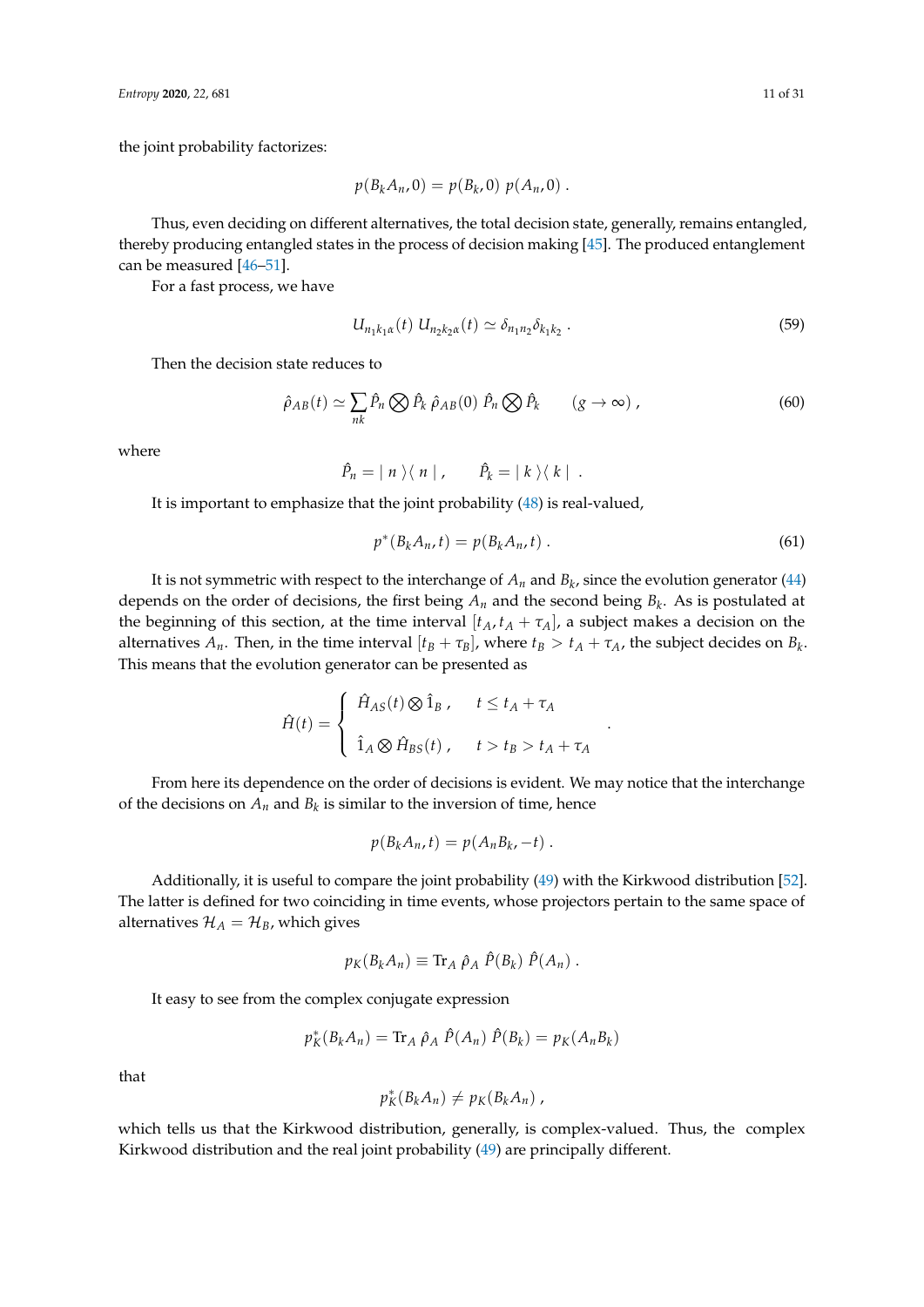the joint probability factorizes:

$$p(B_k A_n, 0) = p(B_k, 0)\; p(A_n, 0)\;.$$

Thus, even deciding on different alternatives, the total decision state, generally, remains entangled, thereby producing entangled states in the process of decision making [45]. The produced entanglement can be measured [46–51].

For a fast process, we have

$$U_{n_1 k_1 \alpha}(t)\; U_{n_2 k_2 \alpha}(t) \simeq \delta_{n_1 n_2} \delta_{k_1 k_2}\;. \tag{59}$$

Then the decision state reduces to

$$\hat{\rho}_{AB}(t) \simeq \sum_{nk} \hat{P}_n \bigotimes \hat{P}_k \; \hat{\rho}_{AB}(0)\; \hat{P}_n \bigotimes \hat{P}_k \qquad (g \to \infty)\;, \tag{60}$$

where

$$\hat{P}_n = |\, n\,\rangle\langle\, n\,|\;, \qquad \hat{P}_k = |\, k\,\rangle\langle\, k\,|\;.$$

It is important to emphasize that the joint probability (48) is real-valued,

$$p^*(B_k A_n, t) = p(B_k A_n, t)\;. \tag{61}$$

It is not symmetric with respect to the interchange of $A_n$ and $B_k$, since the evolution generator (44) depends on the order of decisions, the first being $A_n$ and the second being $B_k$. As is postulated at the beginning of this section, at the time interval $[t_A, t_A + \tau_A]$, a subject makes a decision on the alternatives $A_n$. Then, in the time interval $[t_B + \tau_B]$, where $t_B > t_A + \tau_A$, the subject decides on $B_k$. This means that the evolution generator can be presented as

$$\hat{H}(t) = \begin{cases} \hat{H}_{AS}(t) \otimes \hat{1}_B\;, & t \leq t_A + \tau_A \\ \\ \hat{1}_A \otimes \hat{H}_{BS}(t)\;, & t > t_B > t_A + \tau_A \end{cases}\;.$$

From here its dependence on the order of decisions is evident. We may notice that the interchange of the decisions on $A_n$ and $B_k$ is similar to the inversion of time, hence

$$p(B_k A_n, t) = p(A_n B_k, -t)\;.$$

Additionally, it is useful to compare the joint probability (49) with the Kirkwood distribution [52]. The latter is defined for two coinciding in time events, whose projectors pertain to the same space of alternatives $\mathcal{H}_A = \mathcal{H}_B$, which gives

$$p_K(B_k A_n) \equiv \mathrm{Tr}_A\; \hat{\rho}_A\; \hat{P}(B_k)\; \hat{P}(A_n)\;.$$

It easy to see from the complex conjugate expression

$$p_K^*(B_k A_n) = \mathrm{Tr}_A\; \hat{\rho}_A\; \hat{P}(A_n)\; \hat{P}(B_k) = p_K(A_n B_k)$$

that

$$p_K^*(B_k A_n) \neq p_K(B_k A_n)\;,$$

which tells us that the Kirkwood distribution, generally, is complex-valued. Thus, the complex Kirkwood distribution and the real joint probability (49) are principally different.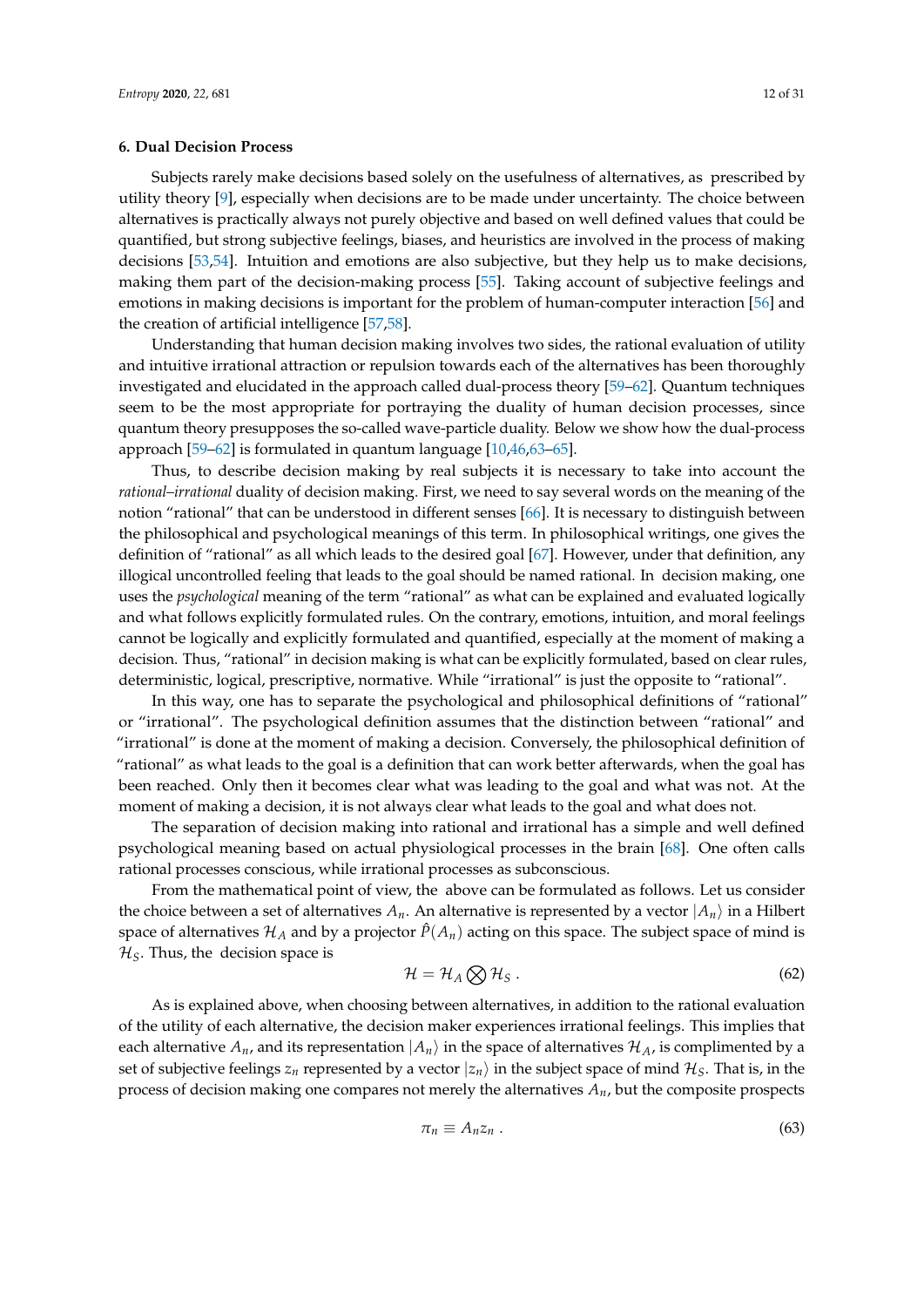## 6. Dual Decision Process

Subjects rarely make decisions based solely on the usefulness of alternatives, as prescribed by utility theory [9], especially when decisions are to be made under uncertainty. The choice between alternatives is practically always not purely objective and based on well defined values that could be quantified, but strong subjective feelings, biases, and heuristics are involved in the process of making decisions [53,54]. Intuition and emotions are also subjective, but they help us to make decisions, making them part of the decision-making process [55]. Taking account of subjective feelings and emotions in making decisions is important for the problem of human-computer interaction [56] and the creation of artificial intelligence [57,58].

Understanding that human decision making involves two sides, the rational evaluation of utility and intuitive irrational attraction or repulsion towards each of the alternatives has been thoroughly investigated and elucidated in the approach called dual-process theory [59–62]. Quantum techniques seem to be the most appropriate for portraying the duality of human decision processes, since quantum theory presupposes the so-called wave-particle duality. Below we show how the dual-process approach [59–62] is formulated in quantum language [10,46,63–65].

Thus, to describe decision making by real subjects it is necessary to take into account the *rational–irrational* duality of decision making. First, we need to say several words on the meaning of the notion "rational" that can be understood in different senses [66]. It is necessary to distinguish between the philosophical and psychological meanings of this term. In philosophical writings, one gives the definition of "rational" as all which leads to the desired goal [67]. However, under that definition, any illogical uncontrolled feeling that leads to the goal should be named rational. In decision making, one uses the *psychological* meaning of the term "rational" as what can be explained and evaluated logically and what follows explicitly formulated rules. On the contrary, emotions, intuition, and moral feelings cannot be logically and explicitly formulated and quantified, especially at the moment of making a decision. Thus, "rational" in decision making is what can be explicitly formulated, based on clear rules, deterministic, logical, prescriptive, normative. While "irrational" is just the opposite to "rational".

In this way, one has to separate the psychological and philosophical definitions of "rational" or "irrational". The psychological definition assumes that the distinction between "rational" and "irrational" is done at the moment of making a decision. Conversely, the philosophical definition of "rational" as what leads to the goal is a definition that can work better afterwards, when the goal has been reached. Only then it becomes clear what was leading to the goal and what was not. At the moment of making a decision, it is not always clear what leads to the goal and what does not.

The separation of decision making into rational and irrational has a simple and well defined psychological meaning based on actual physiological processes in the brain [68]. One often calls rational processes conscious, while irrational processes as subconscious.

From the mathematical point of view, the above can be formulated as follows. Let us consider the choice between a set of alternatives $A_n$. An alternative is represented by a vector $|A_n\rangle$ in a Hilbert space of alternatives $\mathcal{H}_A$ and by a projector $\hat{P}(A_n)$ acting on this space. The subject space of mind is $\mathcal{H}_S$. Thus, the decision space is

$$\mathcal{H} = \mathcal{H}_A \bigotimes \mathcal{H}_S \; . \tag{62}$$

As is explained above, when choosing between alternatives, in addition to the rational evaluation of the utility of each alternative, the decision maker experiences irrational feelings. This implies that each alternative $A_n$, and its representation $|A_n\rangle$ in the space of alternatives $\mathcal{H}_A$, is complimented by a set of subjective feelings $z_n$ represented by a vector $|z_n\rangle$ in the subject space of mind $\mathcal{H}_S$. That is, in the process of decision making one compares not merely the alternatives $A_n$, but the composite prospects

$$\pi_n \equiv A_n z_n \; . \tag{63}$$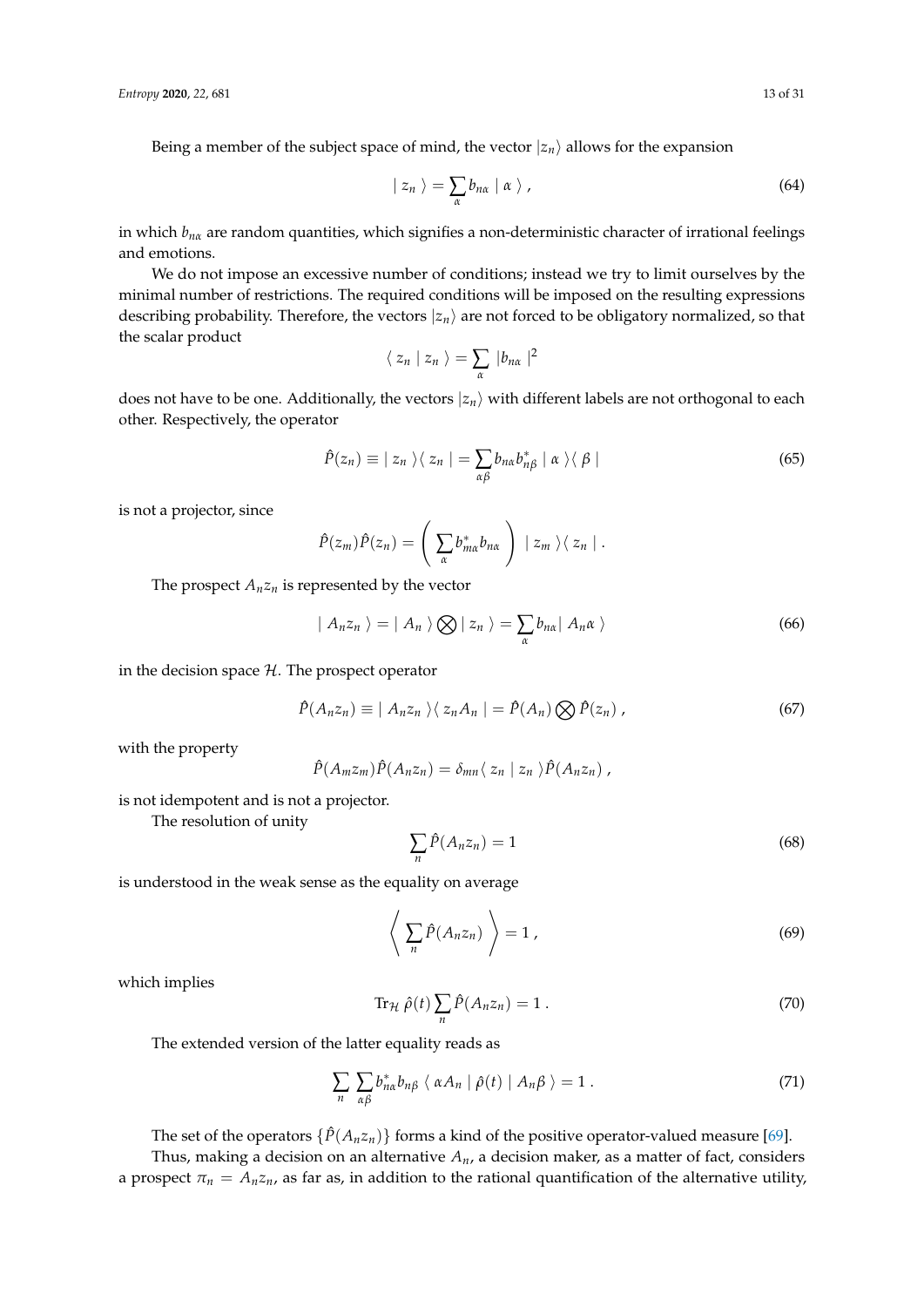Being a member of the subject space of mind, the vector $|z_n\rangle$ allows for the expansion

$$
|\, z_n \,\rangle = \sum_\alpha b_{n\alpha} \,|\, \alpha \,\rangle \; , \tag{64}
$$

in which $b_{n\alpha}$ are random quantities, which signifies a non-deterministic character of irrational feelings and emotions.

We do not impose an excessive number of conditions; instead we try to limit ourselves by the minimal number of restrictions. The required conditions will be imposed on the resulting expressions describing probability. Therefore, the vectors $|z_n\rangle$ are not forced to be obligatory normalized, so that the scalar product

$$
\langle\, z_n \,|\, z_n \,\rangle = \sum_\alpha |b_{n\alpha}|^2
$$

does not have to be one. Additionally, the vectors $|z_n\rangle$ with different labels are not orthogonal to each other. Respectively, the operator

$$
\hat{P}(z_n) \equiv |\, z_n \,\rangle\langle\, z_n \,| = \sum_{\alpha\beta} b_{n\alpha} b^*_{n\beta} \,|\, \alpha \,\rangle\langle\, \beta \,| \tag{65}
$$

is not a projector, since

$$
\hat{P}(z_m)\hat{P}(z_n) = \left( \sum_\alpha b^*_{m\alpha} b_{n\alpha} \right) |\, z_m \,\rangle\langle\, z_n \,| \; .
$$

The prospect $A_n z_n$ is represented by the vector

$$
|\, A_n z_n \,\rangle = |\, A_n \,\rangle \bigotimes |\, z_n \,\rangle = \sum_\alpha b_{n\alpha} |\, A_n \alpha \,\rangle \tag{66}
$$

in the decision space $\mathcal{H}$. The prospect operator

$$
\hat{P}(A_n z_n) \equiv |\, A_n z_n \,\rangle\langle\, z_n A_n \,| = \hat{P}(A_n) \bigotimes \hat{P}(z_n) \; , \tag{67}
$$

with the property

$$
\hat{P}(A_m z_m)\hat{P}(A_n z_n) = \delta_{mn} \langle\, z_n \,|\, z_n \,\rangle \hat{P}(A_n z_n) \; ,
$$

is not idempotent and is not a projector.

The resolution of unity

$$
\sum_n \hat{P}(A_n z_n) = 1 \tag{68}
$$

is understood in the weak sense as the equality on average

$$
\left\langle \sum_n \hat{P}(A_n z_n) \right\rangle = 1 \; , \tag{69}
$$

which implies

$$
\mathrm{Tr}_{\mathcal{H}} \, \hat{\rho}(t) \sum_n \hat{P}(A_n z_n) = 1 \; . \tag{70}
$$

The extended version of the latter equality reads as

$$
\sum_n \sum_{\alpha\beta} b^*_{n\alpha} b_{n\beta} \, \langle\, \alpha A_n \,|\, \hat{\rho}(t) \,|\, A_n \beta \,\rangle = 1 \; . \tag{71}
$$

The set of the operators $\{\hat{P}(A_n z_n)\}$ forms a kind of the positive operator-valued measure [69].

Thus, making a decision on an alternative $A_n$, a decision maker, as a matter of fact, considers a prospect $\pi_n = A_n z_n$, as far as, in addition to the rational quantification of the alternative utility,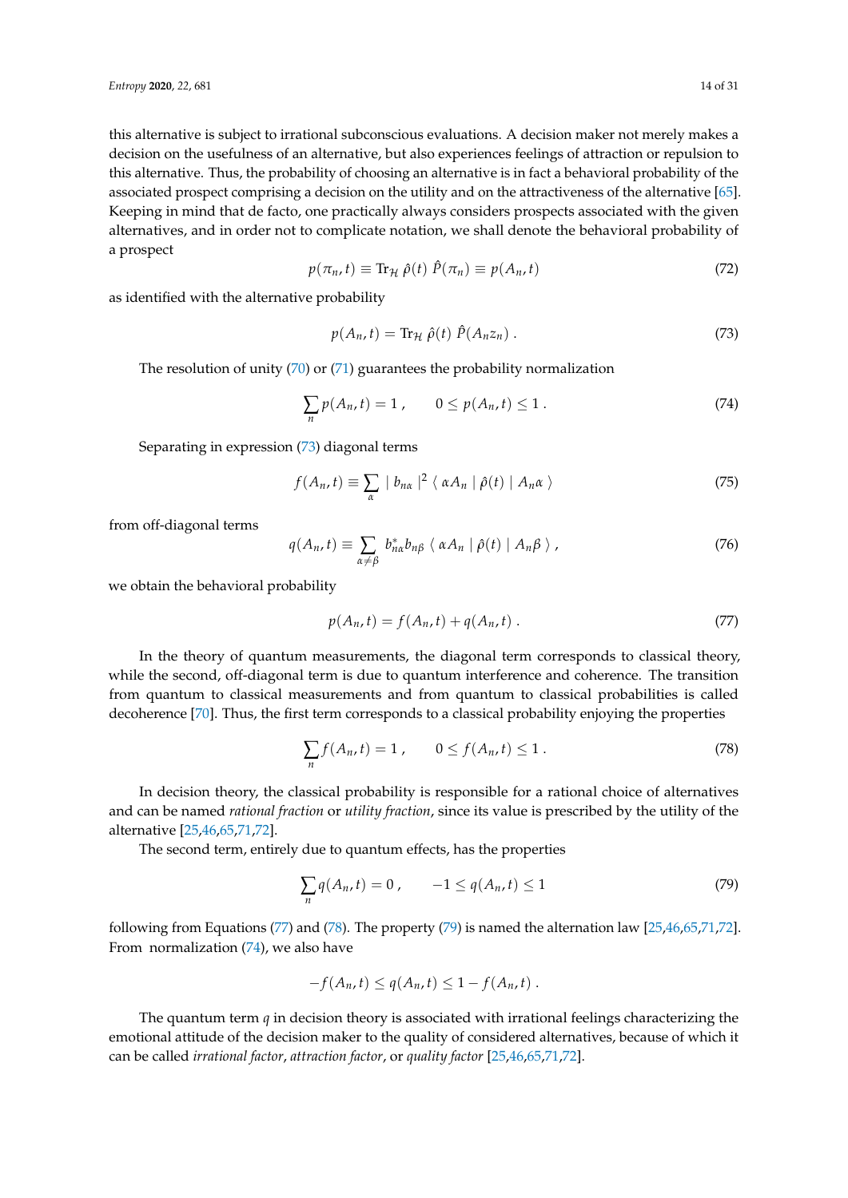this alternative is subject to irrational subconscious evaluations. A decision maker not merely makes a decision on the usefulness of an alternative, but also experiences feelings of attraction or repulsion to this alternative. Thus, the probability of choosing an alternative is in fact a behavioral probability of the associated prospect comprising a decision on the utility and on the attractiveness of the alternative [65]. Keeping in mind that de facto, one practically always considers prospects associated with the given alternatives, and in order not to complicate notation, we shall denote the behavioral probability of a prospect

$$p(\pi_n, t) \equiv \text{Tr}_{\mathcal{H}} \, \hat{\rho}(t) \, \hat{P}(\pi_n) \equiv p(A_n, t) \tag{72}$$

as identified with the alternative probability

$$p(A_n, t) = \text{Tr}_{\mathcal{H}} \, \hat{\rho}(t) \, \hat{P}(A_n z_n) \, . \tag{73}$$

The resolution of unity (70) or (71) guarantees the probability normalization

$$\sum_n p(A_n, t) = 1 \, , \qquad 0 \leq p(A_n, t) \leq 1 \, . \tag{74}$$

Separating in expression (73) diagonal terms

$$f(A_n, t) \equiv \sum_\alpha \mid b_{n\alpha} \mid^2 \langle \, \alpha A_n \mid \hat{\rho}(t) \mid A_n \alpha \, \rangle \tag{75}$$

from off-diagonal terms

$$q(A_n, t) \equiv \sum_{\alpha \neq \beta} b^*_{n\alpha} b_{n\beta} \, \langle \, \alpha A_n \mid \hat{\rho}(t) \mid A_n \beta \, \rangle \, , \tag{76}$$

we obtain the behavioral probability

$$p(A_n, t) = f(A_n, t) + q(A_n, t) \, . \tag{77}$$

In the theory of quantum measurements, the diagonal term corresponds to classical theory, while the second, off-diagonal term is due to quantum interference and coherence. The transition from quantum to classical measurements and from quantum to classical probabilities is called decoherence [70]. Thus, the first term corresponds to a classical probability enjoying the properties

$$\sum_n f(A_n, t) = 1 \, , \qquad 0 \leq f(A_n, t) \leq 1 \, . \tag{78}$$

In decision theory, the classical probability is responsible for a rational choice of alternatives and can be named *rational fraction* or *utility fraction*, since its value is prescribed by the utility of the alternative [25,46,65,71,72].

The second term, entirely due to quantum effects, has the properties

$$\sum_n q(A_n, t) = 0 \, , \qquad -1 \leq q(A_n, t) \leq 1 \tag{79}$$

following from Equations (77) and (78). The property (79) is named the alternation law [25,46,65,71,72]. From normalization (74), we also have

$$-f(A_n, t) \leq q(A_n, t) \leq 1 - f(A_n, t) \, .$$

The quantum term $q$ in decision theory is associated with irrational feelings characterizing the emotional attitude of the decision maker to the quality of considered alternatives, because of which it can be called *irrational factor*, *attraction factor*, or *quality factor* [25,46,65,71,72].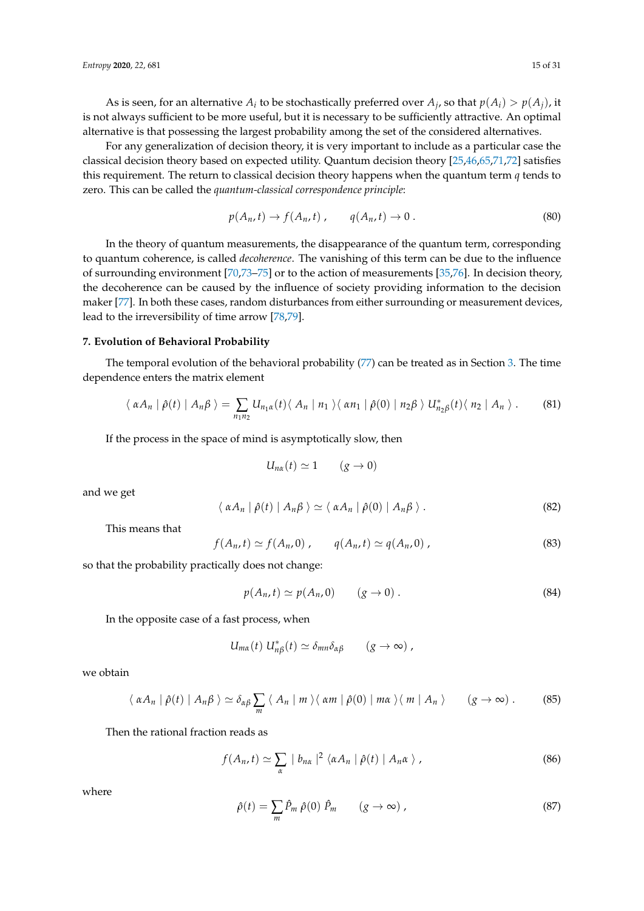As is seen, for an alternative $A_i$ to be stochastically preferred over $A_j$, so that $p(A_i) > p(A_j)$, it is not always sufficient to be more useful, but it is necessary to be sufficiently attractive. An optimal alternative is that possessing the largest probability among the set of the considered alternatives.

For any generalization of decision theory, it is very important to include as a particular case the classical decision theory based on expected utility. Quantum decision theory [25,46,65,71,72] satisfies this requirement. The return to classical decision theory happens when the quantum term $q$ tends to zero. This can be called the *quantum-classical correspondence principle*:

$$p(A_n, t) \to f(A_n, t) \; , \qquad q(A_n, t) \to 0 \; . \tag{80}$$

In the theory of quantum measurements, the disappearance of the quantum term, corresponding to quantum coherence, is called *decoherence*. The vanishing of this term can be due to the influence of surrounding environment [70,73–75] or to the action of measurements [35,76]. In decision theory, the decoherence can be caused by the influence of society providing information to the decision maker [77]. In both these cases, random disturbances from either surrounding or measurement devices, lead to the irreversibility of time arrow [78,79].

## 7. Evolution of Behavioral Probability

The temporal evolution of the behavioral probability (77) can be treated as in Section 3. The time dependence enters the matrix element

$$\langle \, \alpha A_n \mid \hat{\rho}(t) \mid A_n \beta \, \rangle = \sum_{n_1 n_2} U_{n_1 \alpha}(t) \langle \, A_n \mid n_1 \, \rangle \langle \, \alpha n_1 \mid \hat{\rho}(0) \mid n_2 \beta \, \rangle \; U^*_{n_2 \beta}(t) \langle \, n_2 \mid A_n \, \rangle \; . \tag{81}$$

If the process in the space of mind is asymptotically slow, then

$$U_{n\alpha}(t) \simeq 1 \qquad (g \to 0)$$

and we get

$$\langle \, \alpha A_n \mid \hat{\rho}(t) \mid A_n \beta \, \rangle \simeq \langle \, \alpha A_n \mid \hat{\rho}(0) \mid A_n \beta \, \rangle \; . \tag{82}$$

This means that

$$f(A_n, t) \simeq f(A_n, 0) \; , \qquad q(A_n, t) \simeq q(A_n, 0) \; , \tag{83}$$

so that the probability practically does not change:

$$p(A_n, t) \simeq p(A_n, 0) \qquad (g \to 0) \; . \tag{84}$$

In the opposite case of a fast process, when

$$U_{m\alpha}(t) \; U^*_{n\beta}(t) \simeq \delta_{mn} \delta_{\alpha\beta} \qquad (g \to \infty) \; ,$$

we obtain

$$\langle \, \alpha A_n \mid \hat{\rho}(t) \mid A_n \beta \, \rangle \simeq \delta_{\alpha\beta} \sum_m \langle \, A_n \mid m \, \rangle \langle \, \alpha m \mid \hat{\rho}(0) \mid m \alpha \, \rangle \langle \, m \mid A_n \, \rangle \qquad (g \to \infty) \; . \tag{85}$$

Then the rational fraction reads as

$$f(A_n, t) \simeq \sum_\alpha \mid b_{n\alpha} \mid^2 \langle \alpha A_n \mid \hat{\rho}(t) \mid A_n \alpha \, \rangle \; , \tag{86}$$

where

$$\hat{\rho}(t) = \sum_m \hat{P}_m \, \hat{\rho}(0) \, \hat{P}_m \qquad (g \to \infty) \; , \tag{87}$$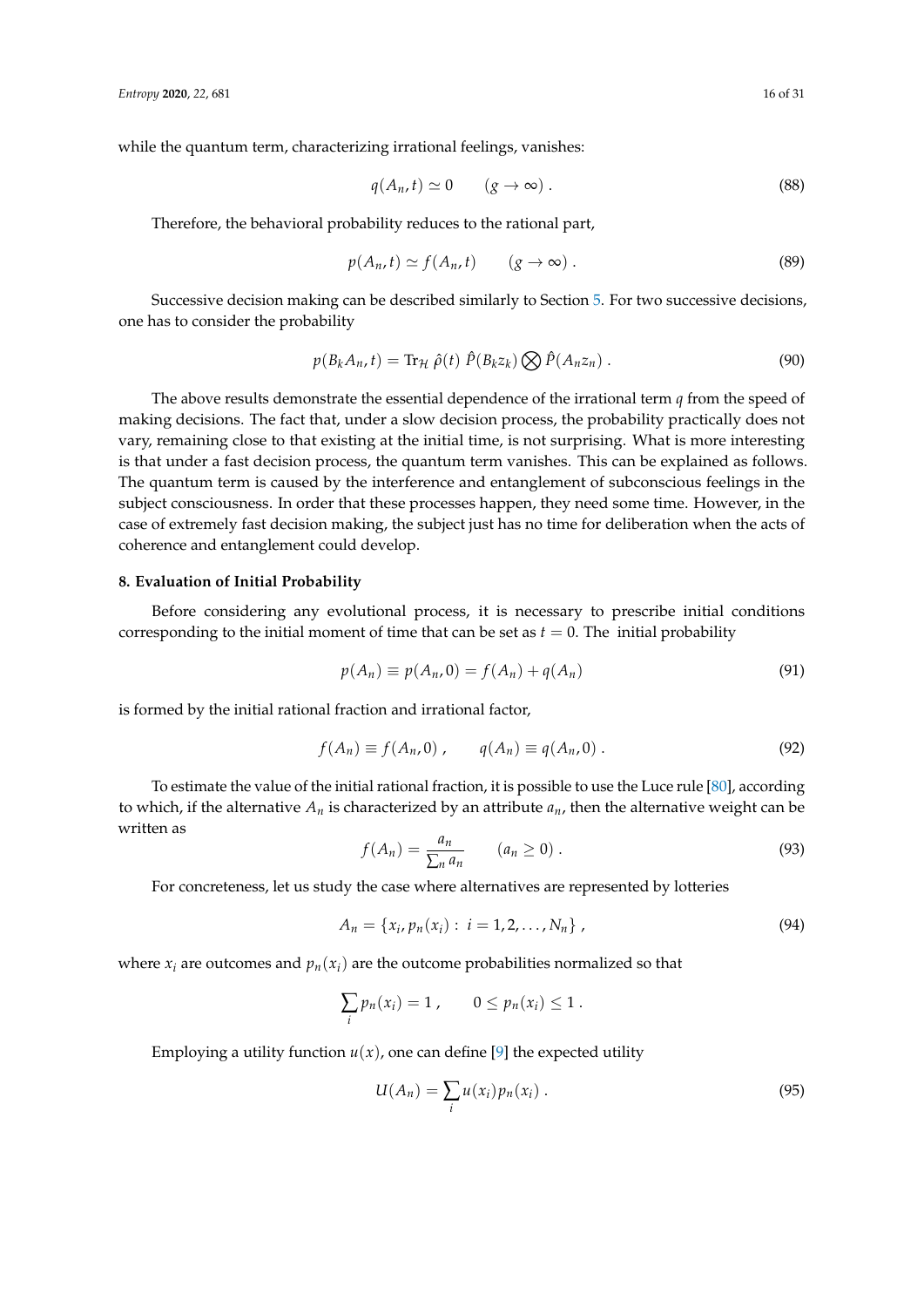while the quantum term, characterizing irrational feelings, vanishes:

$$
q(A_n, t) \simeq 0 \qquad (g \to \infty) \; . \tag{88}
$$

Therefore, the behavioral probability reduces to the rational part,

$$
p(A_n, t) \simeq f(A_n, t) \qquad (g \to \infty) \; . \tag{89}
$$

Successive decision making can be described similarly to Section 5. For two successive decisions, one has to consider the probability

$$
p(B_k A_n, t) = \text{Tr}_{\mathcal{H}} \; \hat{\rho}(t) \; \hat{P}(B_k z_k) \bigotimes \hat{P}(A_n z_n) \; . \tag{90}
$$

The above results demonstrate the essential dependence of the irrational term $q$ from the speed of making decisions. The fact that, under a slow decision process, the probability practically does not vary, remaining close to that existing at the initial time, is not surprising. What is more interesting is that under a fast decision process, the quantum term vanishes. This can be explained as follows. The quantum term is caused by the interference and entanglement of subconscious feelings in the subject consciousness. In order that these processes happen, they need some time. However, in the case of extremely fast decision making, the subject just has no time for deliberation when the acts of coherence and entanglement could develop.

## 8. Evaluation of Initial Probability

Before considering any evolutional process, it is necessary to prescribe initial conditions corresponding to the initial moment of time that can be set as $t = 0$. The initial probability

$$
p(A_n) \equiv p(A_n, 0) = f(A_n) + q(A_n) \tag{91}
$$

is formed by the initial rational fraction and irrational factor,

$$
f(A_n) \equiv f(A_n, 0) \; , \qquad q(A_n) \equiv q(A_n, 0) \; . \tag{92}
$$

To estimate the value of the initial rational fraction, it is possible to use the Luce rule [80], according to which, if the alternative $A_n$ is characterized by an attribute $a_n$, then the alternative weight can be written as

$$
f(A_n) = \frac{a_n}{\sum_n a_n} \qquad (a_n \geq 0) \; . \tag{93}
$$

For concreteness, let us study the case where alternatives are represented by lotteries

$$
A_n = \{ x_i, p_n(x_i) : \; i = 1, 2, \ldots, N_n \} \; , \tag{94}
$$

where $x_i$ are outcomes and $p_n(x_i)$ are the outcome probabilities normalized so that

$$
\sum_i p_n(x_i) = 1 \; , \qquad 0 \leq p_n(x_i) \leq 1 \; .
$$

Employing a utility function $u(x)$, one can define [9] the expected utility

$$
U(A_n) = \sum_i u(x_i) p_n(x_i) \; . \tag{95}
$$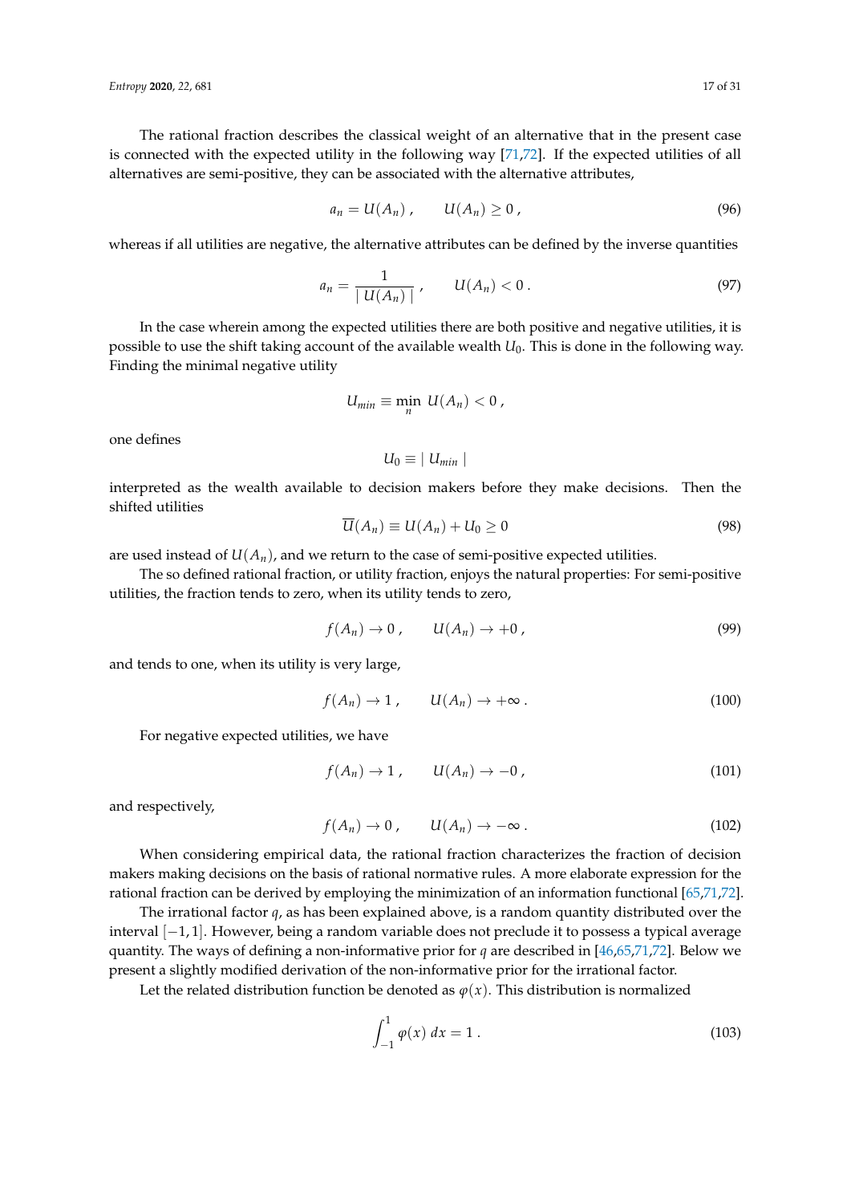The rational fraction describes the classical weight of an alternative that in the present case is connected with the expected utility in the following way [71,72]. If the expected utilities of all alternatives are semi-positive, they can be associated with the alternative attributes,

$$a_n = U(A_n) \; , \qquad U(A_n) \geq 0 \; , \tag{96}$$

whereas if all utilities are negative, the alternative attributes can be defined by the inverse quantities

$$a_n = \frac{1}{\mid U(A_n) \mid} \; , \qquad U(A_n) < 0 \; . \tag{97}$$

In the case wherein among the expected utilities there are both positive and negative utilities, it is possible to use the shift taking account of the available wealth $U_0$. This is done in the following way. Finding the minimal negative utility

$$U_{min} \equiv \min_n \; U(A_n) < 0 \; ,$$

one defines

$$U_0 \equiv \mid U_{min} \mid$$

interpreted as the wealth available to decision makers before they make decisions. Then the shifted utilities

$$\overline{U}(A_n) \equiv U(A_n) + U_0 \geq 0 \tag{98}$$

are used instead of $U(A_n)$, and we return to the case of semi-positive expected utilities.

The so defined rational fraction, or utility fraction, enjoys the natural properties: For semi-positive utilities, the fraction tends to zero, when its utility tends to zero,

$$f(A_n) \rightarrow 0 \; , \qquad U(A_n) \rightarrow +0 \; , \tag{99}$$

and tends to one, when its utility is very large,

$$f(A_n) \rightarrow 1 \; , \qquad U(A_n) \rightarrow +\infty \; . \tag{100}$$

For negative expected utilities, we have

$$f(A_n) \rightarrow 1 \; , \qquad U(A_n) \rightarrow -0 \; , \tag{101}$$

and respectively,

$$f(A_n) \rightarrow 0 \; , \qquad U(A_n) \rightarrow -\infty \; . \tag{102}$$

When considering empirical data, the rational fraction characterizes the fraction of decision makers making decisions on the basis of rational normative rules. A more elaborate expression for the rational fraction can be derived by employing the minimization of an information functional [65,71,72].

The irrational factor $q$, as has been explained above, is a random quantity distributed over the interval $[-1, 1]$. However, being a random variable does not preclude it to possess a typical average quantity. The ways of defining a non-informative prior for $q$ are described in [46,65,71,72]. Below we present a slightly modified derivation of the non-informative prior for the irrational factor.

Let the related distribution function be denoted as $\varphi(x)$. This distribution is normalized

$$\int_{-1}^{1} \varphi(x) \; dx = 1 \; . \tag{103}$$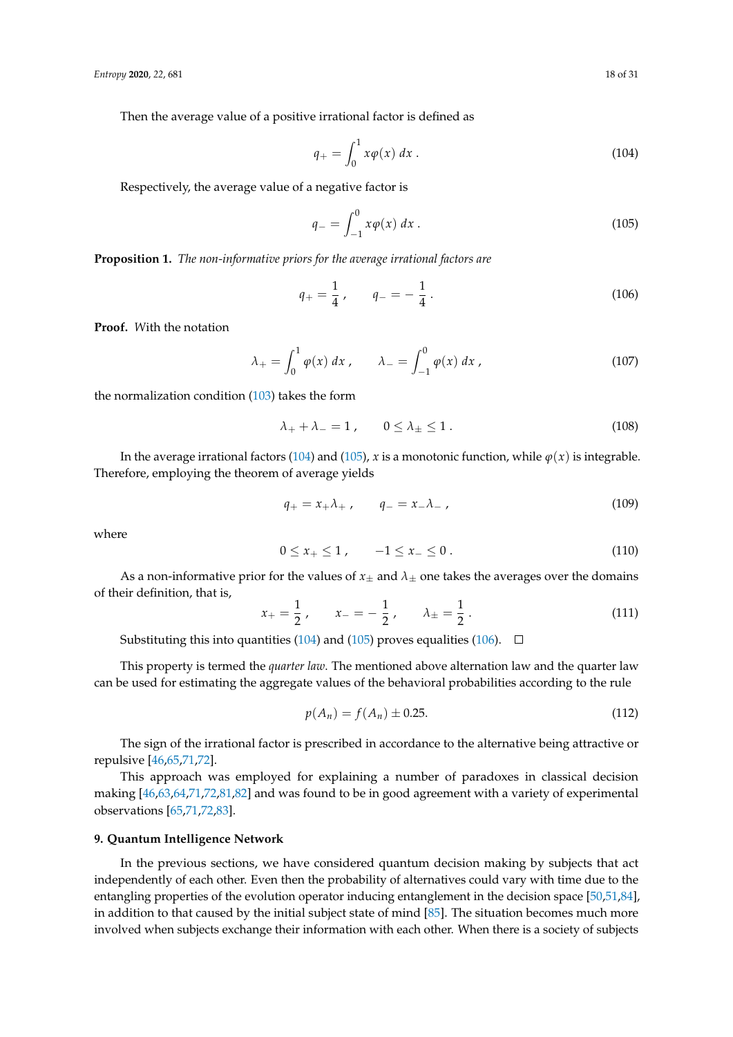Then the average value of a positive irrational factor is defined as

$$q_+ = \int_0^1 x\varphi(x)\, dx \, . \tag{104}$$

Respectively, the average value of a negative factor is

$$q_- = \int_{-1}^0 x\varphi(x)\, dx \, . \tag{105}$$

**Proposition 1.** *The non-informative priors for the average irrational factors are*

$$q_+ = \frac{1}{4} \, , \qquad q_- = -\,\frac{1}{4} \, . \tag{106}$$

**Proof.** With the notation

$$\lambda_+ = \int_0^1 \varphi(x)\, dx \, , \qquad \lambda_- = \int_{-1}^0 \varphi(x)\, dx \, , \tag{107}$$

the normalization condition (103) takes the form

$$\lambda_+ + \lambda_- = 1 \, , \qquad 0 \leq \lambda_{\pm} \leq 1 \, . \tag{108}$$

In the average irrational factors (104) and (105), $x$ is a monotonic function, while $\varphi(x)$ is integrable. Therefore, employing the theorem of average yields

$$q_+ = x_+ \lambda_+ \, , \qquad q_- = x_- \lambda_- \, , \tag{109}$$

where

$$0 \leq x_+ \leq 1 \, , \qquad -1 \leq x_- \leq 0 \, . \tag{110}$$

As a non-informative prior for the values of $x_{\pm}$ and $\lambda_{\pm}$ one takes the averages over the domains of their definition, that is,

$$x_+ = \frac{1}{2} \, , \qquad x_- = -\,\frac{1}{2} \, , \qquad \lambda_{\pm} = \frac{1}{2} \, . \tag{111}$$

Substituting this into quantities (104) and (105) proves equalities (106). □

This property is termed the *quarter law*. The mentioned above alternation law and the quarter law can be used for estimating the aggregate values of the behavioral probabilities according to the rule

$$p(A_n) = f(A_n) \pm 0.25. \tag{112}$$

The sign of the irrational factor is prescribed in accordance to the alternative being attractive or repulsive [46,65,71,72].

This approach was employed for explaining a number of paradoxes in classical decision making [46,63,64,71,72,81,82] and was found to be in good agreement with a variety of experimental observations [65,71,72,83].

## 9. Quantum Intelligence Network

In the previous sections, we have considered quantum decision making by subjects that act independently of each other. Even then the probability of alternatives could vary with time due to the entangling properties of the evolution operator inducing entanglement in the decision space [50,51,84], in addition to that caused by the initial subject state of mind [85]. The situation becomes much more involved when subjects exchange their information with each other. When there is a society of subjects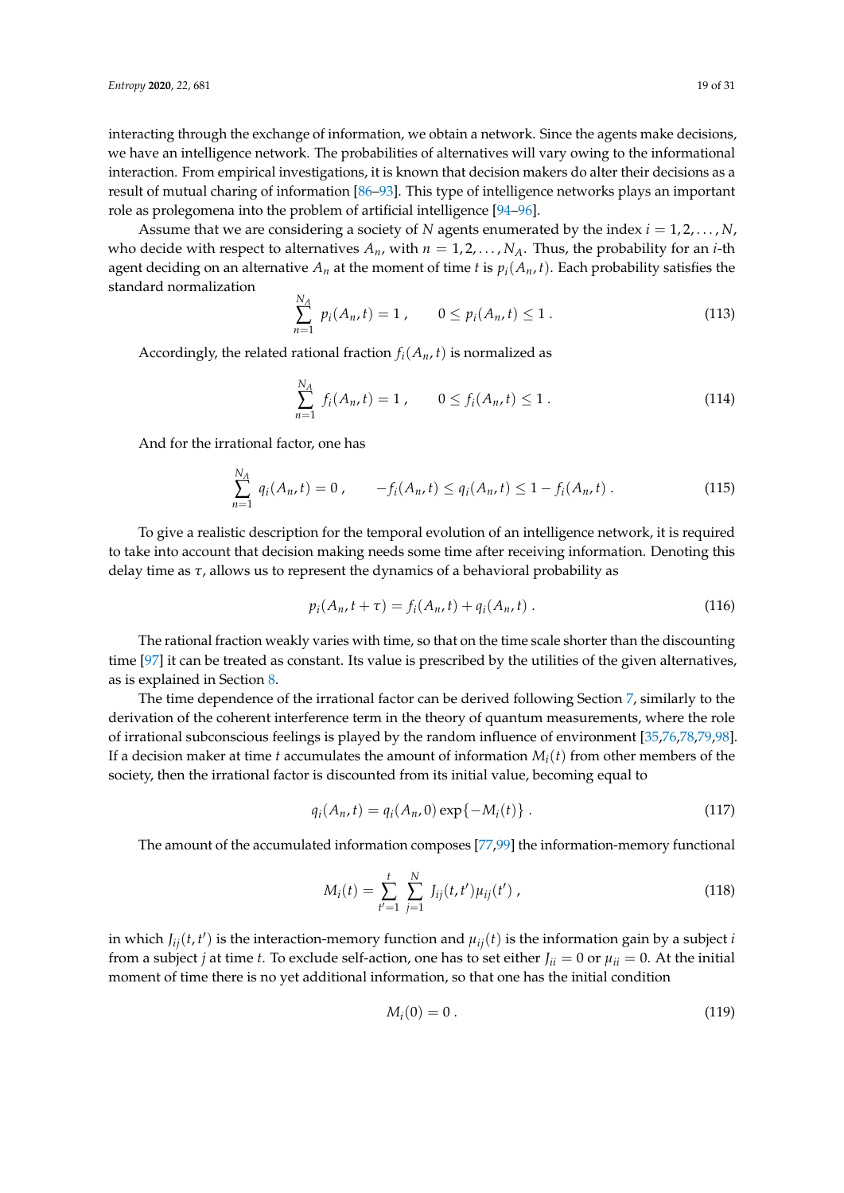interacting through the exchange of information, we obtain a network. Since the agents make decisions, we have an intelligence network. The probabilities of alternatives will vary owing to the informational interaction. From empirical investigations, it is known that decision makers do alter their decisions as a result of mutual charing of information [86–93]. This type of intelligence networks plays an important role as prolegomena into the problem of artificial intelligence [94–96].

Assume that we are considering a society of $N$ agents enumerated by the index $i = 1, 2, \ldots, N$, who decide with respect to alternatives $A_n$, with $n = 1, 2, \ldots, N_A$. Thus, the probability for an $i$-th agent deciding on an alternative $A_n$ at the moment of time $t$ is $p_i(A_n, t)$. Each probability satisfies the standard normalization

$$\sum_{n=1}^{N_A} p_i(A_n, t) = 1 \, , \qquad 0 \leq p_i(A_n, t) \leq 1 \, . \tag{113}$$

Accordingly, the related rational fraction $f_i(A_n, t)$ is normalized as

$$\sum_{n=1}^{N_A} f_i(A_n, t) = 1 \, , \qquad 0 \leq f_i(A_n, t) \leq 1 \, . \tag{114}$$

And for the irrational factor, one has

$$\sum_{n=1}^{N_A} q_i(A_n, t) = 0 \, , \qquad -f_i(A_n, t) \leq q_i(A_n, t) \leq 1 - f_i(A_n, t) \, . \tag{115}$$

To give a realistic description for the temporal evolution of an intelligence network, it is required to take into account that decision making needs some time after receiving information. Denoting this delay time as $\tau$, allows us to represent the dynamics of a behavioral probability as

$$p_i(A_n, t + \tau) = f_i(A_n, t) + q_i(A_n, t) \, . \tag{116}$$

The rational fraction weakly varies with time, so that on the time scale shorter than the discounting time [97] it can be treated as constant. Its value is prescribed by the utilities of the given alternatives, as is explained in Section 8.

The time dependence of the irrational factor can be derived following Section 7, similarly to the derivation of the coherent interference term in the theory of quantum measurements, where the role of irrational subconscious feelings is played by the random influence of environment [35,76,78,79,98]. If a decision maker at time $t$ accumulates the amount of information $M_i(t)$ from other members of the society, then the irrational factor is discounted from its initial value, becoming equal to

$$q_i(A_n, t) = q_i(A_n, 0) \exp\{-M_i(t)\} \, . \tag{117}$$

The amount of the accumulated information composes [77,99] the information-memory functional

$$M_i(t) = \sum_{t'=1}^{t} \sum_{j=1}^{N} J_{ij}(t, t') \mu_{ij}(t') \, , \tag{118}$$

in which $J_{ij}(t, t')$ is the interaction-memory function and $\mu_{ij}(t)$ is the information gain by a subject $i$ from a subject $j$ at time $t$. To exclude self-action, one has to set either $J_{ii} = 0$ or $\mu_{ii} = 0$. At the initial moment of time there is no yet additional information, so that one has the initial condition

$$M_i(0) = 0 \, . \tag{119}$$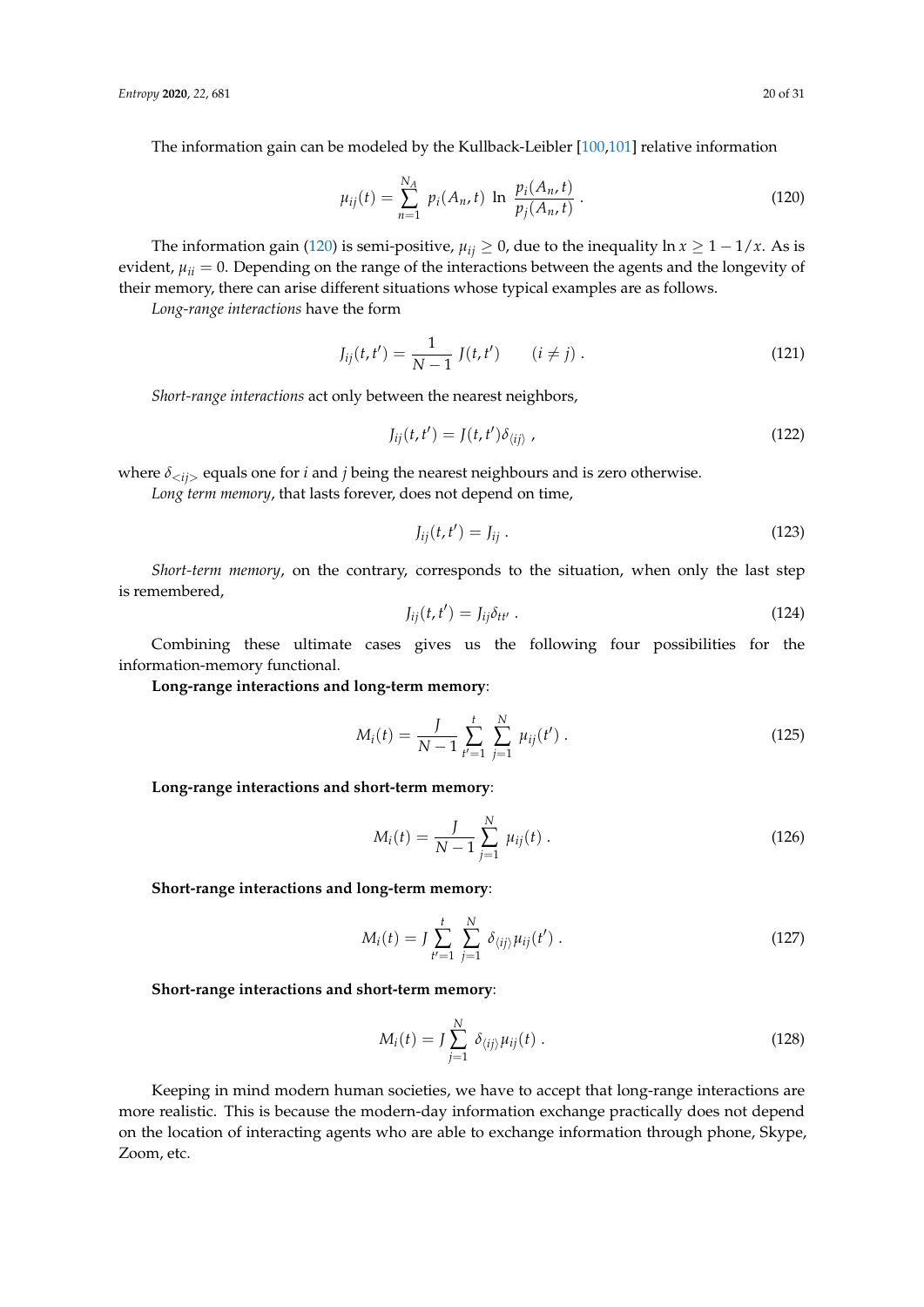The information gain can be modeled by the Kullback-Leibler [100,101] relative information

$$\mu_{ij}(t) = \sum_{n=1}^{N_A} p_i(A_n, t) \ \ln \ \frac{p_i(A_n, t)}{p_j(A_n, t)} \ . \tag{120}$$

The information gain (120) is semi-positive, $\mu_{ij} \geq 0$, due to the inequality $\ln x \geq 1 - 1/x$. As is evident, $\mu_{ii} = 0$. Depending on the range of the interactions between the agents and the longevity of their memory, there can arise different situations whose typical examples are as follows.

*Long-range interactions* have the form

$$J_{ij}(t, t') = \frac{1}{N-1} \ J(t, t') \qquad (i \neq j) \ . \tag{121}$$

*Short-range interactions* act only between the nearest neighbors,

$$J_{ij}(t, t') = J(t, t')\delta_{\langle ij \rangle} \ , \tag{122}$$

where $\delta_{<ij>}$ equals one for $i$ and $j$ being the nearest neighbours and is zero otherwise.

*Long term memory*, that lasts forever, does not depend on time,

$$J_{ij}(t, t') = J_{ij} \ . \tag{123}$$

*Short-term memory*, on the contrary, corresponds to the situation, when only the last step is remembered,

$$J_{ij}(t, t') = J_{ij}\delta_{tt'} \ . \tag{124}$$

Combining these ultimate cases gives us the following four possibilities for the information-memory functional.

**Long-range interactions and long-term memory**:

$$M_i(t) = \frac{J}{N-1} \sum_{t'=1}^{t} \sum_{j=1}^{N} \ \mu_{ij}(t') \ . \tag{125}$$

**Long-range interactions and short-term memory**:

$$M_i(t) = \frac{J}{N-1} \sum_{j=1}^{N} \ \mu_{ij}(t) \ . \tag{126}$$

**Short-range interactions and long-term memory**:

$$M_i(t) = J \sum_{t'=1}^{t} \ \sum_{j=1}^{N} \ \delta_{\langle ij \rangle}\mu_{ij}(t') \ . \tag{127}$$

**Short-range interactions and short-term memory**:

$$M_i(t) = J \sum_{j=1}^{N} \ \delta_{\langle ij \rangle}\mu_{ij}(t) \ . \tag{128}$$

Keeping in mind modern human societies, we have to accept that long-range interactions are more realistic. This is because the modern-day information exchange practically does not depend on the location of interacting agents who are able to exchange information through phone, Skype, Zoom, etc.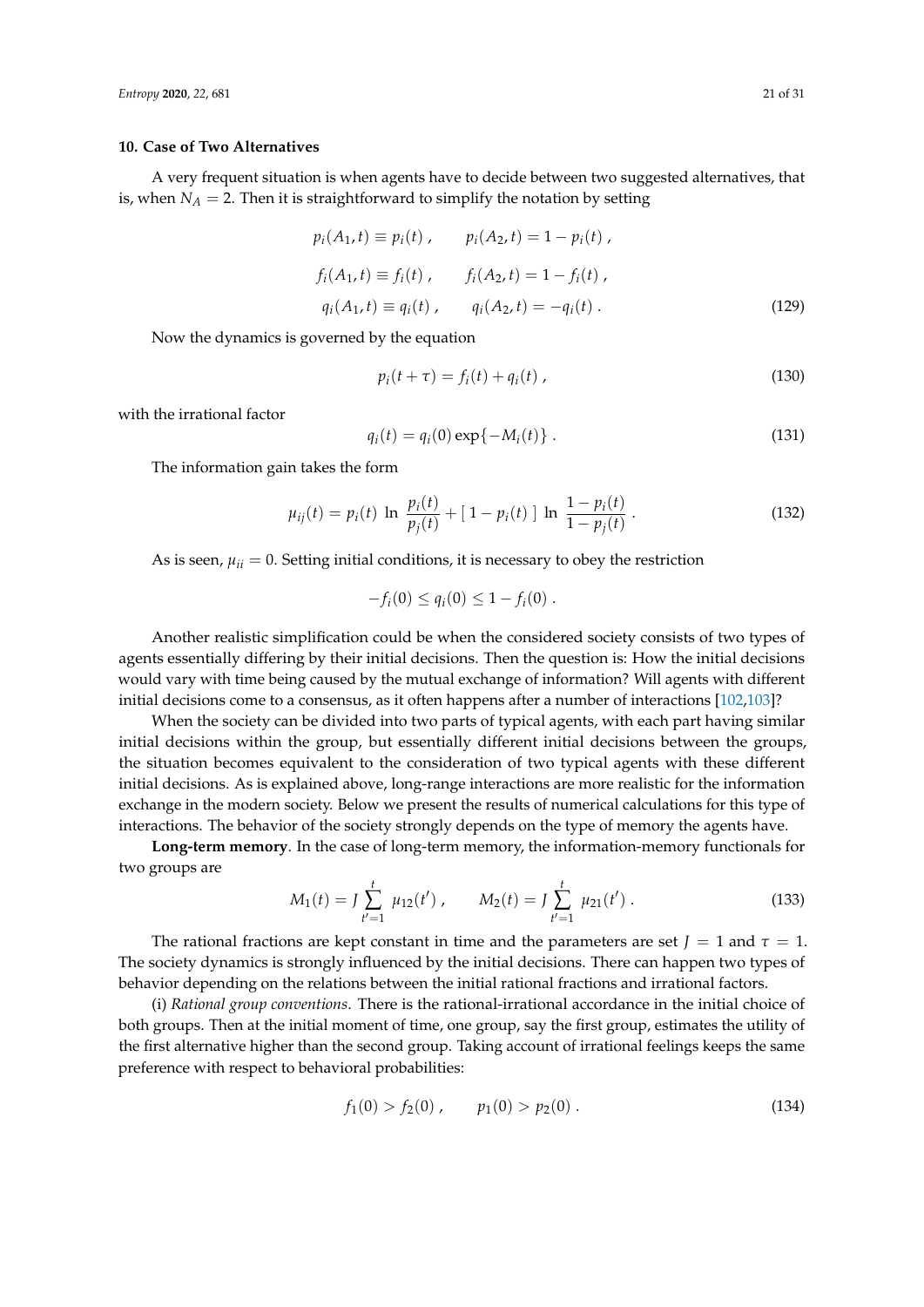## 10. Case of Two Alternatives

A very frequent situation is when agents have to decide between two suggested alternatives, that is, when $N_A = 2$. Then it is straightforward to simplify the notation by setting

$$
\begin{aligned}
p_i(A_1, t) &\equiv p_i(t) \; , \qquad p_i(A_2, t) = 1 - p_i(t) \; , \\
f_i(A_1, t) &\equiv f_i(t) \; , \qquad f_i(A_2, t) = 1 - f_i(t) \; , \\
q_i(A_1, t) &\equiv q_i(t) \; , \qquad q_i(A_2, t) = -q_i(t) \; .
\end{aligned}
\tag{129}
$$

Now the dynamics is governed by the equation

$$
p_i(t + \tau) = f_i(t) + q_i(t) \; , \tag{130}
$$

with the irrational factor

$$
q_i(t) = q_i(0) \exp\{-M_i(t)\} \; . \tag{131}
$$

The information gain takes the form

$$
\mu_{ij}(t) = p_i(t) \; \ln \; \frac{p_i(t)}{p_j(t)} + [\, 1 - p_i(t) \,] \; \ln \; \frac{1 - p_i(t)}{1 - p_j(t)} \; . \tag{132}
$$

As is seen, $\mu_{ii} = 0$. Setting initial conditions, it is necessary to obey the restriction

$$
-f_i(0) \leq q_i(0) \leq 1 - f_i(0) \; .
$$

Another realistic simplification could be when the considered society consists of two types of agents essentially differing by their initial decisions. Then the question is: How the initial decisions would vary with time being caused by the mutual exchange of information? Will agents with different initial decisions come to a consensus, as it often happens after a number of interactions [102,103]?

When the society can be divided into two parts of typical agents, with each part having similar initial decisions within the group, but essentially different initial decisions between the groups, the situation becomes equivalent to the consideration of two typical agents with these different initial decisions. As is explained above, long-range interactions are more realistic for the information exchange in the modern society. Below we present the results of numerical calculations for this type of interactions. The behavior of the society strongly depends on the type of memory the agents have.

**Long-term memory**. In the case of long-term memory, the information-memory functionals for two groups are

$$
M_1(t) = J \sum_{t'=1}^{t} \mu_{12}(t') \; , \qquad M_2(t) = J \sum_{t'=1}^{t} \mu_{21}(t') \; . \tag{133}
$$

The rational fractions are kept constant in time and the parameters are set $J = 1$ and $\tau = 1$. The society dynamics is strongly influenced by the initial decisions. There can happen two types of behavior depending on the relations between the initial rational fractions and irrational factors.

(i) *Rational group conventions*. There is the rational-irrational accordance in the initial choice of both groups. Then at the initial moment of time, one group, say the first group, estimates the utility of the first alternative higher than the second group. Taking account of irrational feelings keeps the same preference with respect to behavioral probabilities:

$$
f_1(0) > f_2(0) \; , \qquad p_1(0) > p_2(0) \; . \tag{134}
$$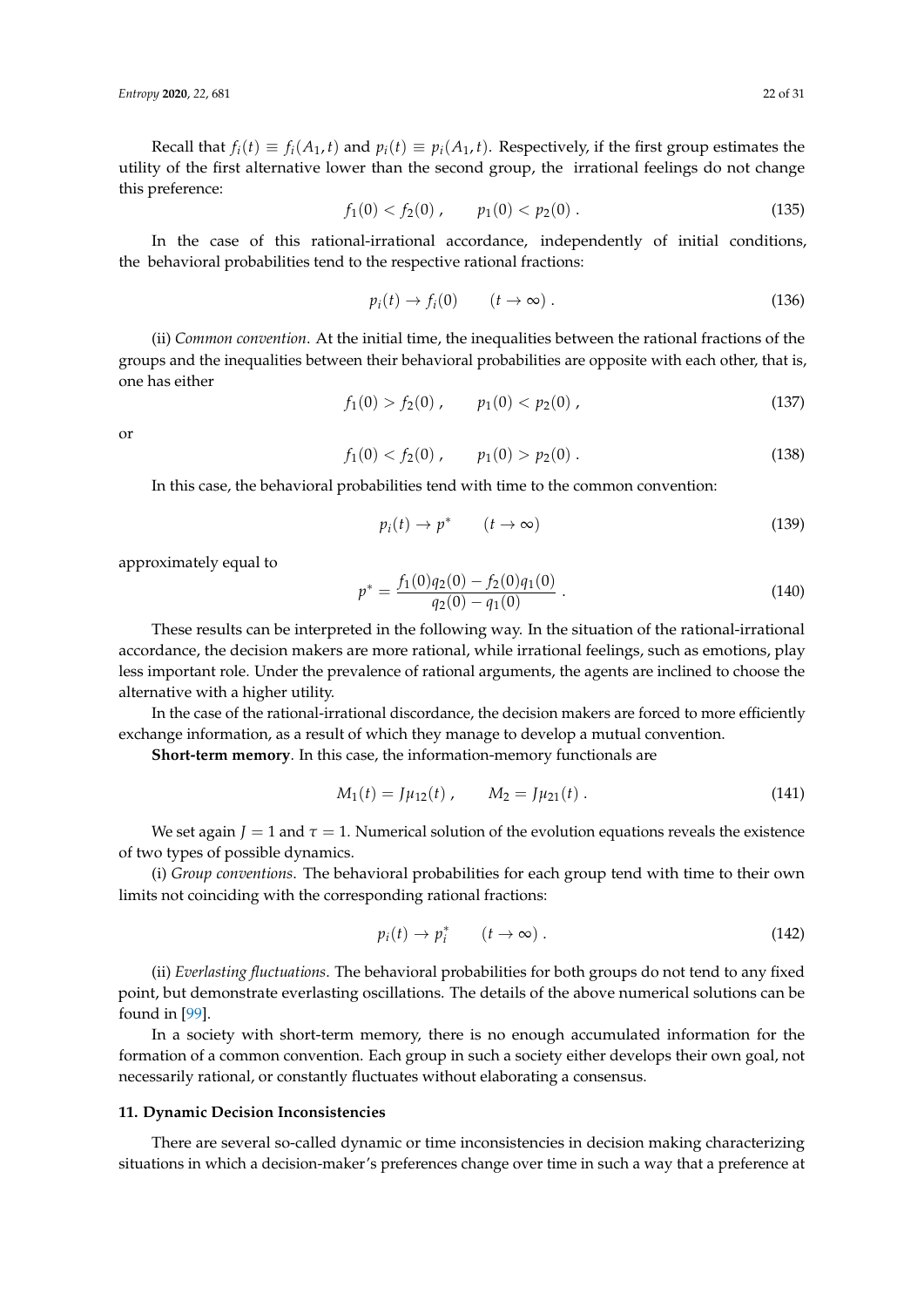Recall that $f_i(t) \equiv f_i(A_1, t)$ and $p_i(t) \equiv p_i(A_1, t)$. Respectively, if the first group estimates the utility of the first alternative lower than the second group, the irrational feelings do not change this preference:

$$f_1(0) < f_2(0) , \qquad p_1(0) < p_2(0) . \tag{135}$$

In the case of this rational-irrational accordance, independently of initial conditions, the behavioral probabilities tend to the respective rational fractions:

$$p_i(t) \to f_i(0) \qquad (t \to \infty) . \tag{136}$$

(ii) *Common convention*. At the initial time, the inequalities between the rational fractions of the groups and the inequalities between their behavioral probabilities are opposite with each other, that is, one has either

$$f_1(0) > f_2(0) , \qquad p_1(0) < p_2(0) , \tag{137}$$

or

$$f_1(0) < f_2(0) , \qquad p_1(0) > p_2(0) . \tag{138}$$

In this case, the behavioral probabilities tend with time to the common convention:

$$p_i(t) \to p^* \qquad (t \to \infty) \tag{139}$$

approximately equal to

$$p^* = \frac{f_1(0)q_2(0) - f_2(0)q_1(0)}{q_2(0) - q_1(0)} . \tag{140}$$

These results can be interpreted in the following way. In the situation of the rational-irrational accordance, the decision makers are more rational, while irrational feelings, such as emotions, play less important role. Under the prevalence of rational arguments, the agents are inclined to choose the alternative with a higher utility.

In the case of the rational-irrational discordance, the decision makers are forced to more efficiently exchange information, as a result of which they manage to develop a mutual convention.

**Short-term memory**. In this case, the information-memory functionals are

$$M_1(t) = J\mu_{12}(t) , \qquad M_2 = J\mu_{21}(t) . \tag{141}$$

We set again $J = 1$ and $\tau = 1$. Numerical solution of the evolution equations reveals the existence of two types of possible dynamics.

(i) *Group conventions*. The behavioral probabilities for each group tend with time to their own limits not coinciding with the corresponding rational fractions:

$$p_i(t) \to p_i^* \qquad (t \to \infty) . \tag{142}$$

(ii) *Everlasting fluctuations*. The behavioral probabilities for both groups do not tend to any fixed point, but demonstrate everlasting oscillations. The details of the above numerical solutions can be found in [99].

In a society with short-term memory, there is no enough accumulated information for the formation of a common convention. Each group in such a society either develops their own goal, not necessarily rational, or constantly fluctuates without elaborating a consensus.

## 11. Dynamic Decision Inconsistencies

There are several so-called dynamic or time inconsistencies in decision making characterizing situations in which a decision-maker's preferences change over time in such a way that a preference at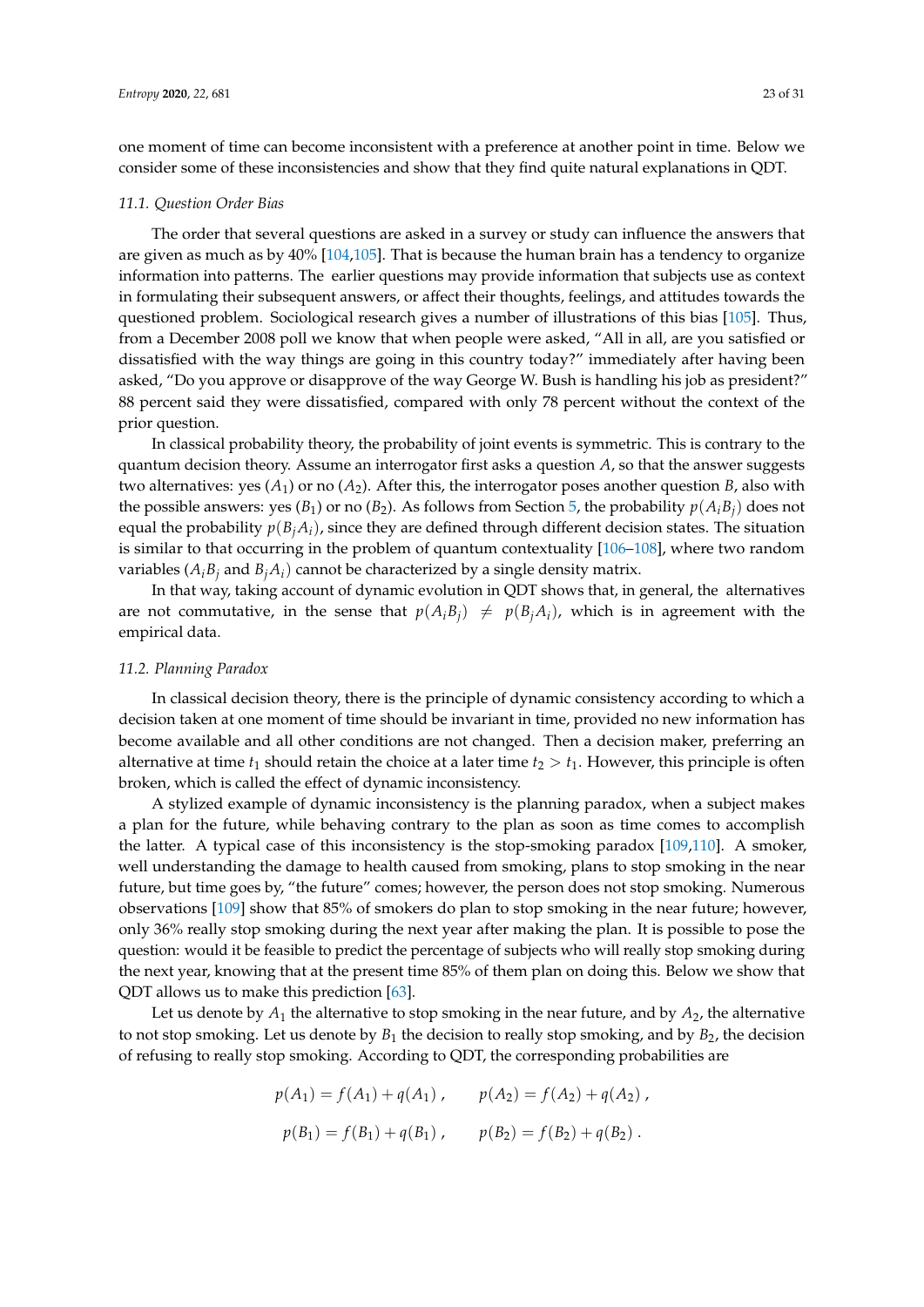one moment of time can become inconsistent with a preference at another point in time. Below we consider some of these inconsistencies and show that they find quite natural explanations in QDT.

### 11.1. Question Order Bias

The order that several questions are asked in a survey or study can influence the answers that are given as much as by 40% [104,105]. That is because the human brain has a tendency to organize information into patterns. The earlier questions may provide information that subjects use as context in formulating their subsequent answers, or affect their thoughts, feelings, and attitudes towards the questioned problem. Sociological research gives a number of illustrations of this bias [105]. Thus, from a December 2008 poll we know that when people were asked, "All in all, are you satisfied or dissatisfied with the way things are going in this country today?" immediately after having been asked, "Do you approve or disapprove of the way George W. Bush is handling his job as president?" 88 percent said they were dissatisfied, compared with only 78 percent without the context of the prior question.

In classical probability theory, the probability of joint events is symmetric. This is contrary to the quantum decision theory. Assume an interrogator first asks a question $A$, so that the answer suggests two alternatives: yes ($A_1$) or no ($A_2$). After this, the interrogator poses another question $B$, also with the possible answers: yes ($B_1$) or no ($B_2$). As follows from Section 5, the probability $p(A_iB_j)$ does not equal the probability $p(B_jA_i)$, since they are defined through different decision states. The situation is similar to that occurring in the problem of quantum contextuality [106–108], where two random variables ($A_iB_j$ and $B_jA_i$) cannot be characterized by a single density matrix.

In that way, taking account of dynamic evolution in QDT shows that, in general, the alternatives are not commutative, in the sense that $p(A_iB_j) \neq p(B_jA_i)$, which is in agreement with the empirical data.

### 11.2. Planning Paradox

In classical decision theory, there is the principle of dynamic consistency according to which a decision taken at one moment of time should be invariant in time, provided no new information has become available and all other conditions are not changed. Then a decision maker, preferring an alternative at time $t_1$ should retain the choice at a later time $t_2 > t_1$. However, this principle is often broken, which is called the effect of dynamic inconsistency.

A stylized example of dynamic inconsistency is the planning paradox, when a subject makes a plan for the future, while behaving contrary to the plan as soon as time comes to accomplish the latter. A typical case of this inconsistency is the stop-smoking paradox [109,110]. A smoker, well understanding the damage to health caused from smoking, plans to stop smoking in the near future, but time goes by, "the future" comes; however, the person does not stop smoking. Numerous observations [109] show that 85% of smokers do plan to stop smoking in the near future; however, only 36% really stop smoking during the next year after making the plan. It is possible to pose the question: would it be feasible to predict the percentage of subjects who will really stop smoking during the next year, knowing that at the present time 85% of them plan on doing this. Below we show that QDT allows us to make this prediction [63].

Let us denote by $A_1$ the alternative to stop smoking in the near future, and by $A_2$, the alternative to not stop smoking. Let us denote by $B_1$ the decision to really stop smoking, and by $B_2$, the decision of refusing to really stop smoking. According to QDT, the corresponding probabilities are

$$p(A_1) = f(A_1) + q(A_1) \,, \qquad p(A_2) = f(A_2) + q(A_2) \,,$$

$$p(B_1) = f(B_1) + q(B_1) \,, \qquad p(B_2) = f(B_2) + q(B_2) \,.$$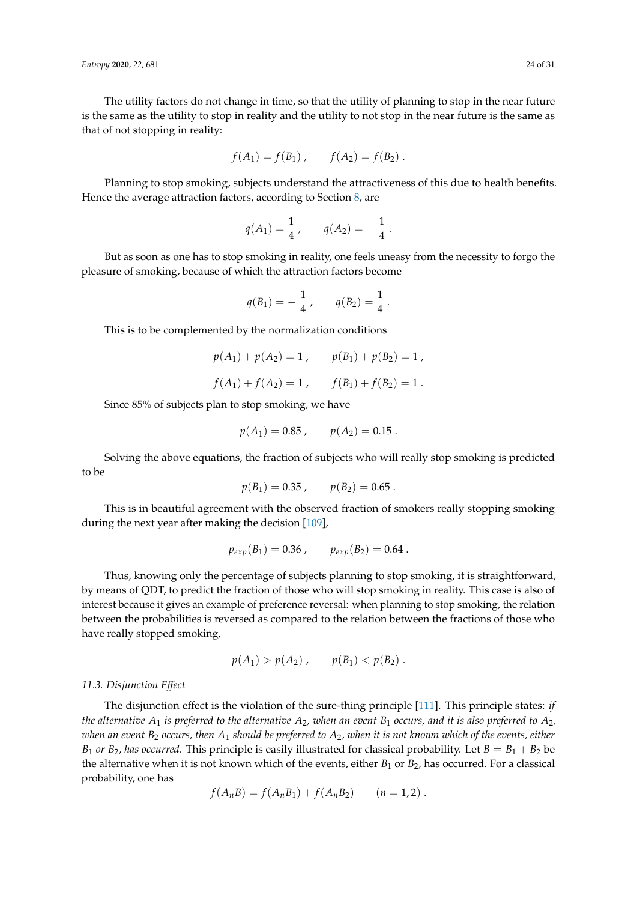The utility factors do not change in time, so that the utility of planning to stop in the near future is the same as the utility to stop in reality and the utility to not stop in the near future is the same as that of not stopping in reality:

$$f(A_1) = f(B_1) \;, \qquad f(A_2) = f(B_2) \;.$$

Planning to stop smoking, subjects understand the attractiveness of this due to health benefits. Hence the average attraction factors, according to Section 8, are

$$q(A_1) = \frac{1}{4} \;, \qquad q(A_2) = -\,\frac{1}{4} \;.$$

But as soon as one has to stop smoking in reality, one feels uneasy from the necessity to forgo the pleasure of smoking, because of which the attraction factors become

$$q(B_1) = -\,\frac{1}{4} \;, \qquad q(B_2) = \frac{1}{4} \;.$$

This is to be complemented by the normalization conditions

$$p(A_1) + p(A_2) = 1 \;, \qquad p(B_1) + p(B_2) = 1 \;,$$

$$f(A_1) + f(A_2) = 1 \;, \qquad f(B_1) + f(B_2) = 1 \;.$$

Since 85% of subjects plan to stop smoking, we have

$$p(A_1) = 0.85 \;, \qquad p(A_2) = 0.15 \;.$$

Solving the above equations, the fraction of subjects who will really stop smoking is predicted to be

$$p(B_1) = 0.35 \;, \qquad p(B_2) = 0.65 \;.$$

This is in beautiful agreement with the observed fraction of smokers really stopping smoking during the next year after making the decision [109],

$$p_{exp}(B_1) = 0.36 \;, \qquad p_{exp}(B_2) = 0.64 \;.$$

Thus, knowing only the percentage of subjects planning to stop smoking, it is straightforward, by means of QDT, to predict the fraction of those who will stop smoking in reality. This case is also of interest because it gives an example of preference reversal: when planning to stop smoking, the relation between the probabilities is reversed as compared to the relation between the fractions of those who have really stopped smoking,

$$p(A_1) > p(A_2) \;, \qquad p(B_1) < p(B_2) \;.$$

### 11.3. Disjunction Effect

The disjunction effect is the violation of the sure-thing principle [111]. This principle states: *if the alternative $A_1$ is preferred to the alternative $A_2$, when an event $B_1$ occurs, and it is also preferred to $A_2$, when an event $B_2$ occurs, then $A_1$ should be preferred to $A_2$, when it is not known which of the events, either $B_1$ or $B_2$, has occurred*. This principle is easily illustrated for classical probability. Let $B = B_1 + B_2$ be the alternative when it is not known which of the events, either $B_1$ or $B_2$, has occurred. For a classical probability, one has

$$f(A_n B) = f(A_n B_1) + f(A_n B_2) \qquad (n = 1, 2) \;.$$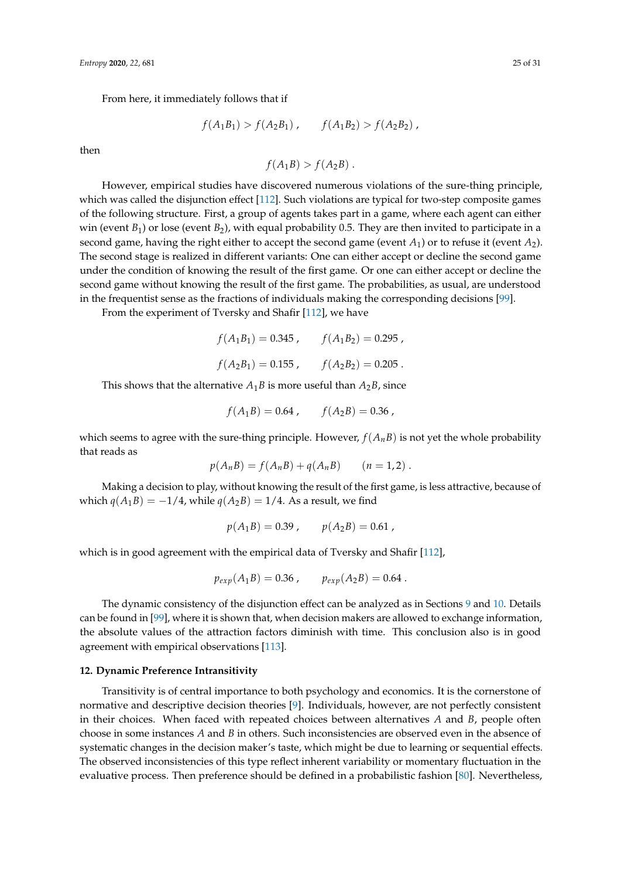From here, it immediately follows that if

$$f(A_1B_1) > f(A_2B_1) , \qquad f(A_1B_2) > f(A_2B_2) ,$$

then

$$f(A_1B) > f(A_2B) .$$

However, empirical studies have discovered numerous violations of the sure-thing principle, which was called the disjunction effect [112]. Such violations are typical for two-step composite games of the following structure. First, a group of agents takes part in a game, where each agent can either win (event $B_1$) or lose (event $B_2$), with equal probability 0.5. They are then invited to participate in a second game, having the right either to accept the second game (event $A_1$) or to refuse it (event $A_2$). The second stage is realized in different variants: One can either accept or decline the second game under the condition of knowing the result of the first game. Or one can either accept or decline the second game without knowing the result of the first game. The probabilities, as usual, are understood in the frequentist sense as the fractions of individuals making the corresponding decisions [99].

From the experiment of Tversky and Shafir [112], we have

$$f(A_1B_1) = 0.345 , \qquad f(A_1B_2) = 0.295 ,$$

$$f(A_2B_1) = 0.155 , \qquad f(A_2B_2) = 0.205 .$$

This shows that the alternative $A_1B$ is more useful than $A_2B$, since

$$f(A_1B) = 0.64 , \qquad f(A_2B) = 0.36 ,$$

which seems to agree with the sure-thing principle. However, $f(A_nB)$ is not yet the whole probability that reads as

$$p(A_nB) = f(A_nB) + q(A_nB) \qquad (n = 1, 2) .$$

Making a decision to play, without knowing the result of the first game, is less attractive, because of which $q(A_1B) = -1/4$, while $q(A_2B) = 1/4$. As a result, we find

$$p(A_1B) = 0.39 , \qquad p(A_2B) = 0.61 ,$$

which is in good agreement with the empirical data of Tversky and Shafir [112],

$$p_{exp}(A_1B) = 0.36 , \qquad p_{exp}(A_2B) = 0.64 .$$

The dynamic consistency of the disjunction effect can be analyzed as in Sections 9 and 10. Details can be found in [99], where it is shown that, when decision makers are allowed to exchange information, the absolute values of the attraction factors diminish with time. This conclusion also is in good agreement with empirical observations [113].

## 12. Dynamic Preference Intransitivity

Transitivity is of central importance to both psychology and economics. It is the cornerstone of normative and descriptive decision theories [9]. Individuals, however, are not perfectly consistent in their choices. When faced with repeated choices between alternatives $A$ and $B$, people often choose in some instances $A$ and $B$ in others. Such inconsistencies are observed even in the absence of systematic changes in the decision maker's taste, which might be due to learning or sequential effects. The observed inconsistencies of this type reflect inherent variability or momentary fluctuation in the evaluative process. Then preference should be defined in a probabilistic fashion [80]. Nevertheless,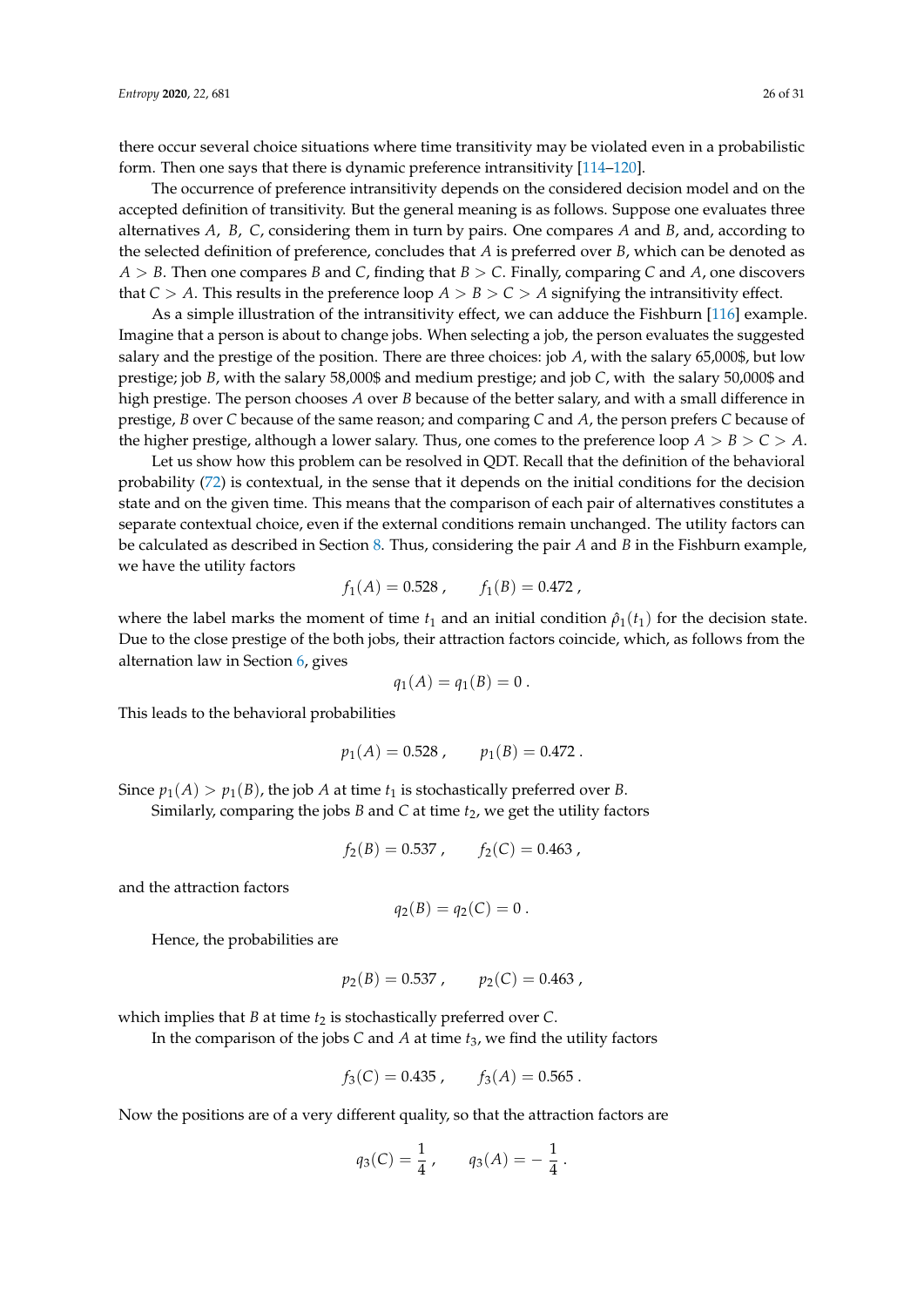there occur several choice situations where time transitivity may be violated even in a probabilistic form. Then one says that there is dynamic preference intransitivity [114–120].

The occurrence of preference intransitivity depends on the considered decision model and on the accepted definition of transitivity. But the general meaning is as follows. Suppose one evaluates three alternatives $A$, $B$, $C$, considering them in turn by pairs. One compares $A$ and $B$, and, according to the selected definition of preference, concludes that $A$ is preferred over $B$, which can be denoted as $A > B$. Then one compares $B$ and $C$, finding that $B > C$. Finally, comparing $C$ and $A$, one discovers that $C > A$. This results in the preference loop $A > B > C > A$ signifying the intransitivity effect.

As a simple illustration of the intransitivity effect, we can adduce the Fishburn [116] example. Imagine that a person is about to change jobs. When selecting a job, the person evaluates the suggested salary and the prestige of the position. There are three choices: job $A$, with the salary 65,000$, but low prestige; job $B$, with the salary 58,000$ and medium prestige; and job $C$, with the salary 50,000$ and high prestige. The person chooses $A$ over $B$ because of the better salary, and with a small difference in prestige, $B$ over $C$ because of the same reason; and comparing $C$ and $A$, the person prefers $C$ because of the higher prestige, although a lower salary. Thus, one comes to the preference loop $A > B > C > A$.

Let us show how this problem can be resolved in QDT. Recall that the definition of the behavioral probability (72) is contextual, in the sense that it depends on the initial conditions for the decision state and on the given time. This means that the comparison of each pair of alternatives constitutes a separate contextual choice, even if the external conditions remain unchanged. The utility factors can be calculated as described in Section 8. Thus, considering the pair $A$ and $B$ in the Fishburn example, we have the utility factors

$$f_1(A) = 0.528 \; , \qquad f_1(B) = 0.472 \; ,$$

where the label marks the moment of time $t_1$ and an initial condition $\hat{\rho}_1(t_1)$ for the decision state. Due to the close prestige of the both jobs, their attraction factors coincide, which, as follows from the alternation law in Section 6, gives

$$q_1(A) = q_1(B) = 0 \; .$$

This leads to the behavioral probabilities

$$p_1(A) = 0.528 \; , \qquad p_1(B) = 0.472 \; .$$

Since $p_1(A) > p_1(B)$, the job $A$ at time $t_1$ is stochastically preferred over $B$.

Similarly, comparing the jobs $B$ and $C$ at time $t_2$, we get the utility factors

$$f_2(B) = 0.537 \; , \qquad f_2(C) = 0.463 \; ,$$

and the attraction factors

$$q_2(B) = q_2(C) = 0 \; .$$

Hence, the probabilities are

$$p_2(B) = 0.537 \; , \qquad p_2(C) = 0.463 \; ,$$

which implies that $B$ at time $t_2$ is stochastically preferred over $C$.

In the comparison of the jobs $C$ and $A$ at time $t_3$, we find the utility factors

$$f_3(C) = 0.435 \; , \qquad f_3(A) = 0.565 \; .$$

Now the positions are of a very different quality, so that the attraction factors are

$$q_3(C) = \frac{1}{4} \; , \qquad q_3(A) = -\,\frac{1}{4} \; .$$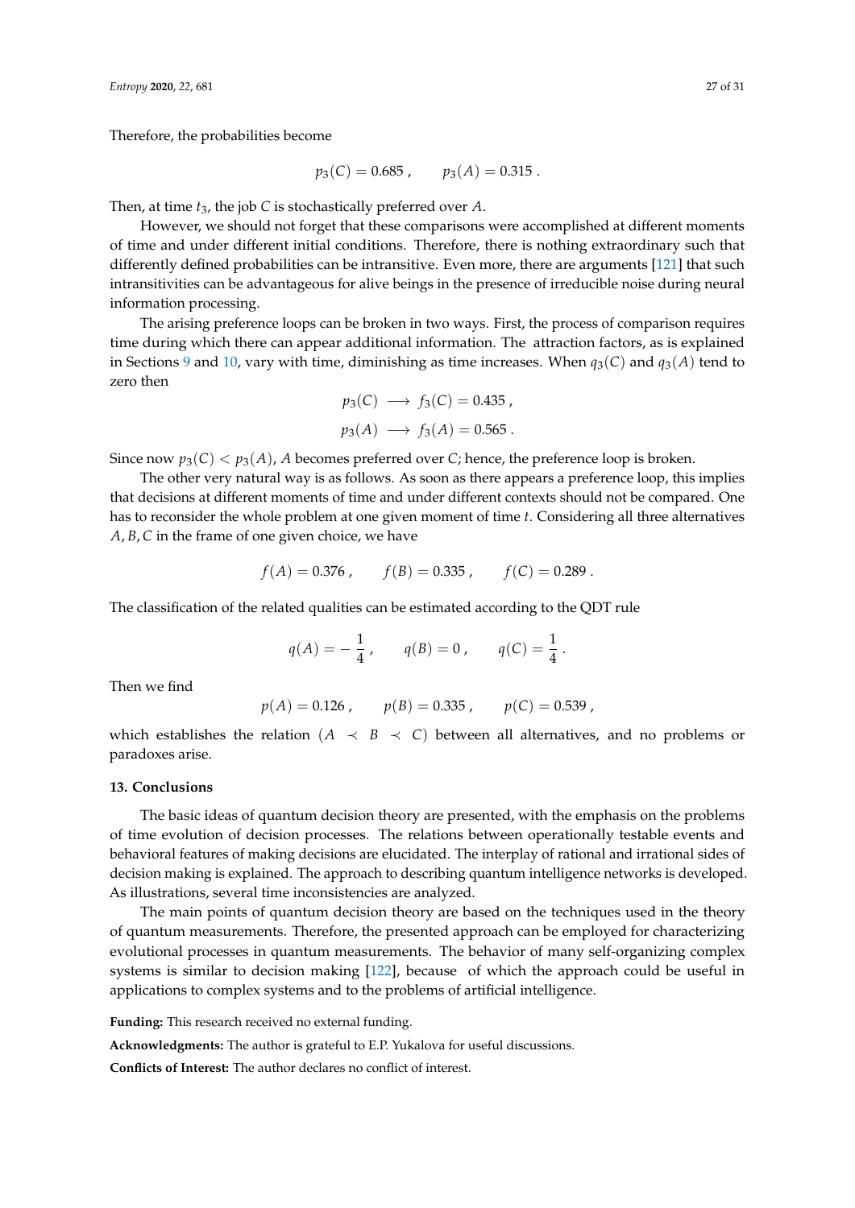Therefore, the probabilities become

$$p_3(C) = 0.685 \, , \qquad p_3(A) = 0.315 \, .$$

Then, at time $t_3$, the job $C$ is stochastically preferred over $A$.

However, we should not forget that these comparisons were accomplished at different moments of time and under different initial conditions. Therefore, there is nothing extraordinary such that differently defined probabilities can be intransitive. Even more, there are arguments [121] that such intransitivities can be advantageous for alive beings in the presence of irreducible noise during neural information processing.

The arising preference loops can be broken in two ways. First, the process of comparison requires time during which there can appear additional information. The attraction factors, as is explained in Sections 9 and 10, vary with time, diminishing as time increases. When $q_3(C)$ and $q_3(A)$ tend to zero then

$$p_3(C) \longrightarrow f_3(C) = 0.435 \, ,$$

$$p_3(A) \longrightarrow f_3(A) = 0.565 \, .$$

Since now $p_3(C) < p_3(A)$, $A$ becomes preferred over $C$; hence, the preference loop is broken.

The other very natural way is as follows. As soon as there appears a preference loop, this implies that decisions at different moments of time and under different contexts should not be compared. One has to reconsider the whole problem at one given moment of time $t$. Considering all three alternatives $A, B, C$ in the frame of one given choice, we have

$$f(A) = 0.376 \, , \qquad f(B) = 0.335 \, , \qquad f(C) = 0.289 \, .$$

The classification of the related qualities can be estimated according to the QDT rule

$$q(A) = -\frac{1}{4} \, , \qquad q(B) = 0 \, , \qquad q(C) = \frac{1}{4} \, .$$

Then we find

$$p(A) = 0.126 \, , \qquad p(B) = 0.335 \, , \qquad p(C) = 0.539 \, ,$$

which establishes the relation $(A \prec B \prec C)$ between all alternatives, and no problems or paradoxes arise.

## 13. Conclusions

The basic ideas of quantum decision theory are presented, with the emphasis on the problems of time evolution of decision processes. The relations between operationally testable events and behavioral features of making decisions are elucidated. The interplay of rational and irrational sides of decision making is explained. The approach to describing quantum intelligence networks is developed. As illustrations, several time inconsistencies are analyzed.

The main points of quantum decision theory are based on the techniques used in the theory of quantum measurements. Therefore, the presented approach can be employed for characterizing evolutional processes in quantum measurements. The behavior of many self-organizing complex systems is similar to decision making [122], because of which the approach could be useful in applications to complex systems and to the problems of artificial intelligence.

**Funding:** This research received no external funding.

**Acknowledgments:** The author is grateful to E.P. Yukalova for useful discussions.

**Conflicts of Interest:** The author declares no conflict of interest.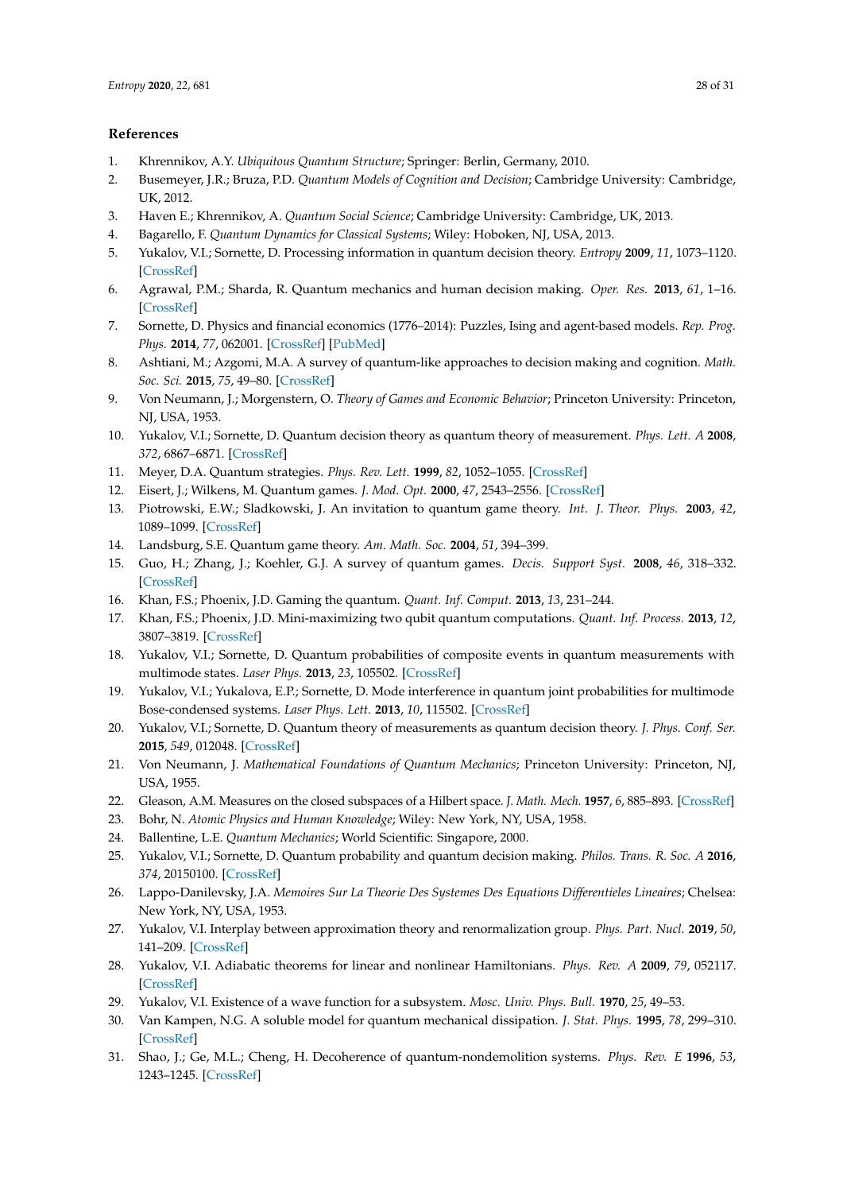## References

1. Khrennikov, A.Y. *Ubiquitous Quantum Structure*; Springer: Berlin, Germany, 2010.
2. Busemeyer, J.R.; Bruza, P.D. *Quantum Models of Cognition and Decision*; Cambridge University: Cambridge, UK, 2012.
3. Haven E.; Khrennikov, A. *Quantum Social Science*; Cambridge University: Cambridge, UK, 2013.
4. Bagarello, F. *Quantum Dynamics for Classical Systems*; Wiley: Hoboken, NJ, USA, 2013.
5. Yukalov, V.I.; Sornette, D. Processing information in quantum decision theory. *Entropy* **2009**, *11*, 1073–1120. [CrossRef]
6. Agrawal, P.M.; Sharda, R. Quantum mechanics and human decision making. *Oper. Res.* **2013**, *61*, 1–16. [CrossRef]
7. Sornette, D. Physics and financial economics (1776–2014): Puzzles, Ising and agent-based models. *Rep. Prog. Phys.* **2014**, *77*, 062001. [CrossRef] [PubMed]
8. Ashtiani, M.; Azgomi, M.A. A survey of quantum-like approaches to decision making and cognition. *Math. Soc. Sci.* **2015**, *75*, 49–80. [CrossRef]
9. Von Neumann, J.; Morgenstern, O. *Theory of Games and Economic Behavior*; Princeton University: Princeton, NJ, USA, 1953.
10. Yukalov, V.I.; Sornette, D. Quantum decision theory as quantum theory of measurement. *Phys. Lett. A* **2008**, *372*, 6867–6871. [CrossRef]
11. Meyer, D.A. Quantum strategies. *Phys. Rev. Lett.* **1999**, *82*, 1052–1055. [CrossRef]
12. Eisert, J.; Wilkens, M. Quantum games. *J. Mod. Opt.* **2000**, *47*, 2543–2556. [CrossRef]
13. Piotrowski, E.W.; Sladkowski, J. An invitation to quantum game theory. *Int. J. Theor. Phys.* **2003**, *42*, 1089–1099. [CrossRef]
14. Landsburg, S.E. Quantum game theory. *Am. Math. Soc.* **2004**, *51*, 394–399.
15. Guo, H.; Zhang, J.; Koehler, G.J. A survey of quantum games. *Decis. Support Syst.* **2008**, *46*, 318–332. [CrossRef]
16. Khan, F.S.; Phoenix, J.D. Gaming the quantum. *Quant. Inf. Comput.* **2013**, *13*, 231–244.
17. Khan, F.S.; Phoenix, J.D. Mini-maximizing two qubit quantum computations. *Quant. Inf. Process.* **2013**, *12*, 3807–3819. [CrossRef]
18. Yukalov, V.I.; Sornette, D. Quantum probabilities of composite events in quantum measurements with multimode states. *Laser Phys.* **2013**, *23*, 105502. [CrossRef]
19. Yukalov, V.I.; Yukalova, E.P.; Sornette, D. Mode interference in quantum joint probabilities for multimode Bose-condensed systems. *Laser Phys. Lett.* **2013**, *10*, 115502. [CrossRef]
20. Yukalov, V.I.; Sornette, D. Quantum theory of measurements as quantum decision theory. *J. Phys. Conf. Ser.* **2015**, *549*, 012048. [CrossRef]
21. Von Neumann, J. *Mathematical Foundations of Quantum Mechanics*; Princeton University: Princeton, NJ, USA, 1955.
22. Gleason, A.M. Measures on the closed subspaces of a Hilbert space. *J. Math. Mech.* **1957**, *6*, 885–893. [CrossRef]
23. Bohr, N. *Atomic Physics and Human Knowledge*; Wiley: New York, NY, USA, 1958.
24. Ballentine, L.E. *Quantum Mechanics*; World Scientific: Singapore, 2000.
25. Yukalov, V.I.; Sornette, D. Quantum probability and quantum decision making. *Philos. Trans. R. Soc. A* **2016**, *374*, 20150100. [CrossRef]
26. Lappo-Danilevsky, J.A. *Memoires Sur La Theorie Des Systemes Des Equations Differentieles Lineaires*; Chelsea: New York, NY, USA, 1953.
27. Yukalov, V.I. Interplay between approximation theory and renormalization group. *Phys. Part. Nucl.* **2019**, *50*, 141–209. [CrossRef]
28. Yukalov, V.I. Adiabatic theorems for linear and nonlinear Hamiltonians. *Phys. Rev. A* **2009**, *79*, 052117. [CrossRef]
29. Yukalov, V.I. Existence of a wave function for a subsystem. *Mosc. Univ. Phys. Bull.* **1970**, *25*, 49–53.
30. Van Kampen, N.G. A soluble model for quantum mechanical dissipation. *J. Stat. Phys.* **1995**, *78*, 299–310. [CrossRef]
31. Shao, J.; Ge, M.L.; Cheng, H. Decoherence of quantum-nondemolition systems. *Phys. Rev. E* **1996**, *53*, 1243–1245. [CrossRef]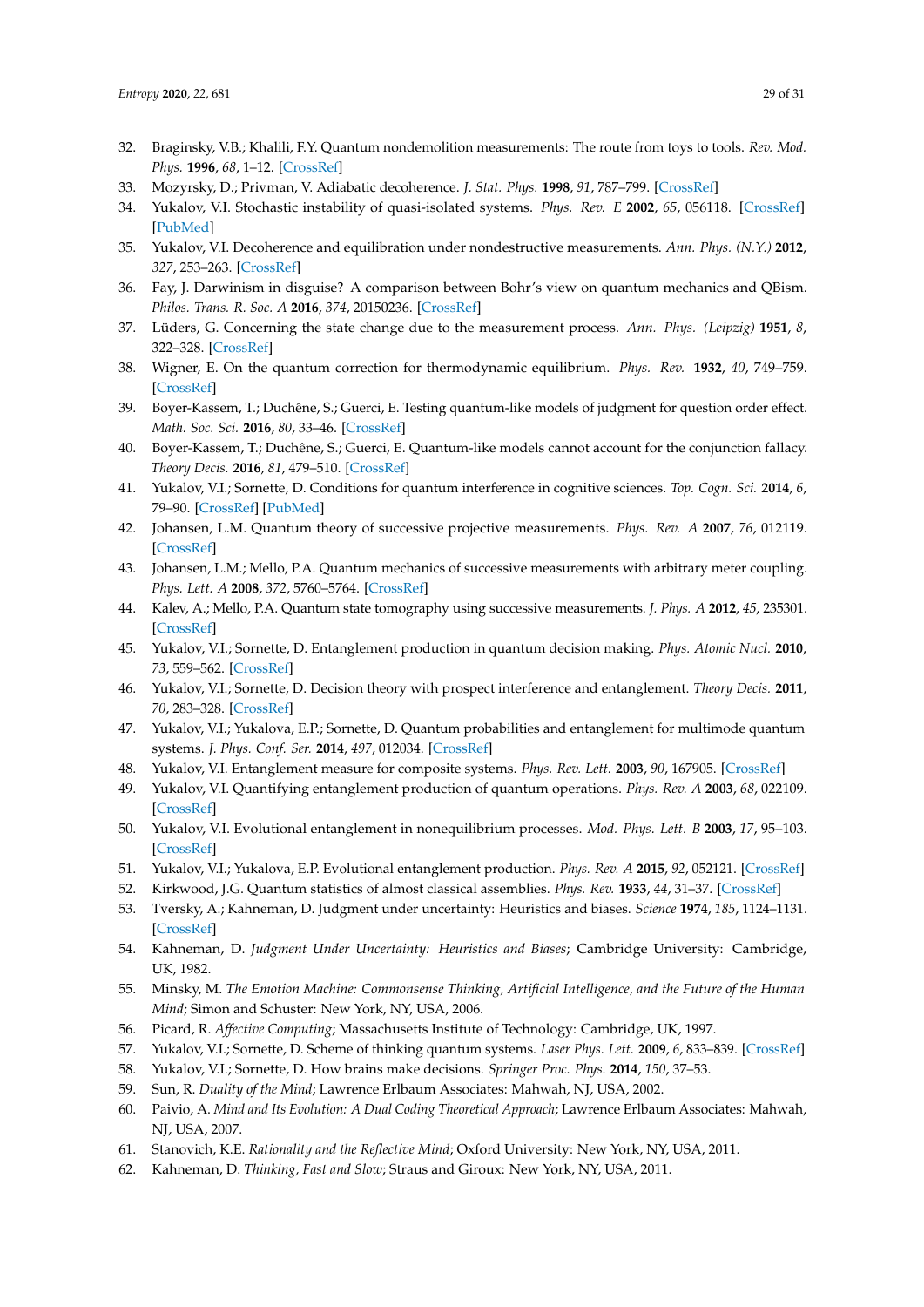32. Braginsky, V.B.; Khalili, F.Y. Quantum nondemolition measurements: The route from toys to tools. *Rev. Mod. Phys.* **1996**, *68*, 1–12. [CrossRef]
33. Mozyrsky, D.; Privman, V. Adiabatic decoherence. *J. Stat. Phys.* **1998**, *91*, 787–799. [CrossRef]
34. Yukalov, V.I. Stochastic instability of quasi-isolated systems. *Phys. Rev. E* **2002**, *65*, 056118. [CrossRef] [PubMed]
35. Yukalov, V.I. Decoherence and equilibration under nondestructive measurements. *Ann. Phys. (N.Y.)* **2012**, *327*, 253–263. [CrossRef]
36. Fay, J. Darwinism in disguise? A comparison between Bohr's view on quantum mechanics and QBism. *Philos. Trans. R. Soc. A* **2016**, *374*, 20150236. [CrossRef]
37. Lüders, G. Concerning the state change due to the measurement process. *Ann. Phys. (Leipzig)* **1951**, *8*, 322–328. [CrossRef]
38. Wigner, E. On the quantum correction for thermodynamic equilibrium. *Phys. Rev.* **1932**, *40*, 749–759. [CrossRef]
39. Boyer-Kassem, T.; Duchêne, S.; Guerci, E. Testing quantum-like models of judgment for question order effect. *Math. Soc. Sci.* **2016**, *80*, 33–46. [CrossRef]
40. Boyer-Kassem, T.; Duchêne, S.; Guerci, E. Quantum-like models cannot account for the conjunction fallacy. *Theory Decis.* **2016**, *81*, 479–510. [CrossRef]
41. Yukalov, V.I.; Sornette, D. Conditions for quantum interference in cognitive sciences. *Top. Cogn. Sci.* **2014**, *6*, 79–90. [CrossRef] [PubMed]
42. Johansen, L.M. Quantum theory of successive projective measurements. *Phys. Rev. A* **2007**, *76*, 012119. [CrossRef]
43. Johansen, L.M.; Mello, P.A. Quantum mechanics of successive measurements with arbitrary meter coupling. *Phys. Lett. A* **2008**, *372*, 5760–5764. [CrossRef]
44. Kalev, A.; Mello, P.A. Quantum state tomography using successive measurements. *J. Phys. A* **2012**, *45*, 235301. [CrossRef]
45. Yukalov, V.I.; Sornette, D. Entanglement production in quantum decision making. *Phys. Atomic Nucl.* **2010**, *73*, 559–562. [CrossRef]
46. Yukalov, V.I.; Sornette, D. Decision theory with prospect interference and entanglement. *Theory Decis.* **2011**, *70*, 283–328. [CrossRef]
47. Yukalov, V.I.; Yukalova, E.P.; Sornette, D. Quantum probabilities and entanglement for multimode quantum systems. *J. Phys. Conf. Ser.* **2014**, *497*, 012034. [CrossRef]
48. Yukalov, V.I. Entanglement measure for composite systems. *Phys. Rev. Lett.* **2003**, *90*, 167905. [CrossRef]
49. Yukalov, V.I. Quantifying entanglement production of quantum operations. *Phys. Rev. A* **2003**, *68*, 022109. [CrossRef]
50. Yukalov, V.I. Evolutional entanglement in nonequilibrium processes. *Mod. Phys. Lett. B* **2003**, *17*, 95–103. [CrossRef]
51. Yukalov, V.I.; Yukalova, E.P. Evolutional entanglement production. *Phys. Rev. A* **2015**, *92*, 052121. [CrossRef]
52. Kirkwood, J.G. Quantum statistics of almost classical assemblies. *Phys. Rev.* **1933**, *44*, 31–37. [CrossRef]
53. Tversky, A.; Kahneman, D. Judgment under uncertainty: Heuristics and biases. *Science* **1974**, *185*, 1124–1131. [CrossRef]
54. Kahneman, D. *Judgment Under Uncertainty: Heuristics and Biases*; Cambridge University: Cambridge, UK, 1982.
55. Minsky, M. *The Emotion Machine: Commonsense Thinking, Artificial Intelligence, and the Future of the Human Mind*; Simon and Schuster: New York, NY, USA, 2006.
56. Picard, R. *Affective Computing*; Massachusetts Institute of Technology: Cambridge, UK, 1997.
57. Yukalov, V.I.; Sornette, D. Scheme of thinking quantum systems. *Laser Phys. Lett.* **2009**, *6*, 833–839. [CrossRef]
58. Yukalov, V.I.; Sornette, D. How brains make decisions. *Springer Proc. Phys.* **2014**, *150*, 37–53.
59. Sun, R. *Duality of the Mind*; Lawrence Erlbaum Associates: Mahwah, NJ, USA, 2002.
60. Paivio, A. *Mind and Its Evolution: A Dual Coding Theoretical Approach*; Lawrence Erlbaum Associates: Mahwah, NJ, USA, 2007.
61. Stanovich, K.E. *Rationality and the Reflective Mind*; Oxford University: New York, NY, USA, 2011.
62. Kahneman, D. *Thinking, Fast and Slow*; Straus and Giroux: New York, NY, USA, 2011.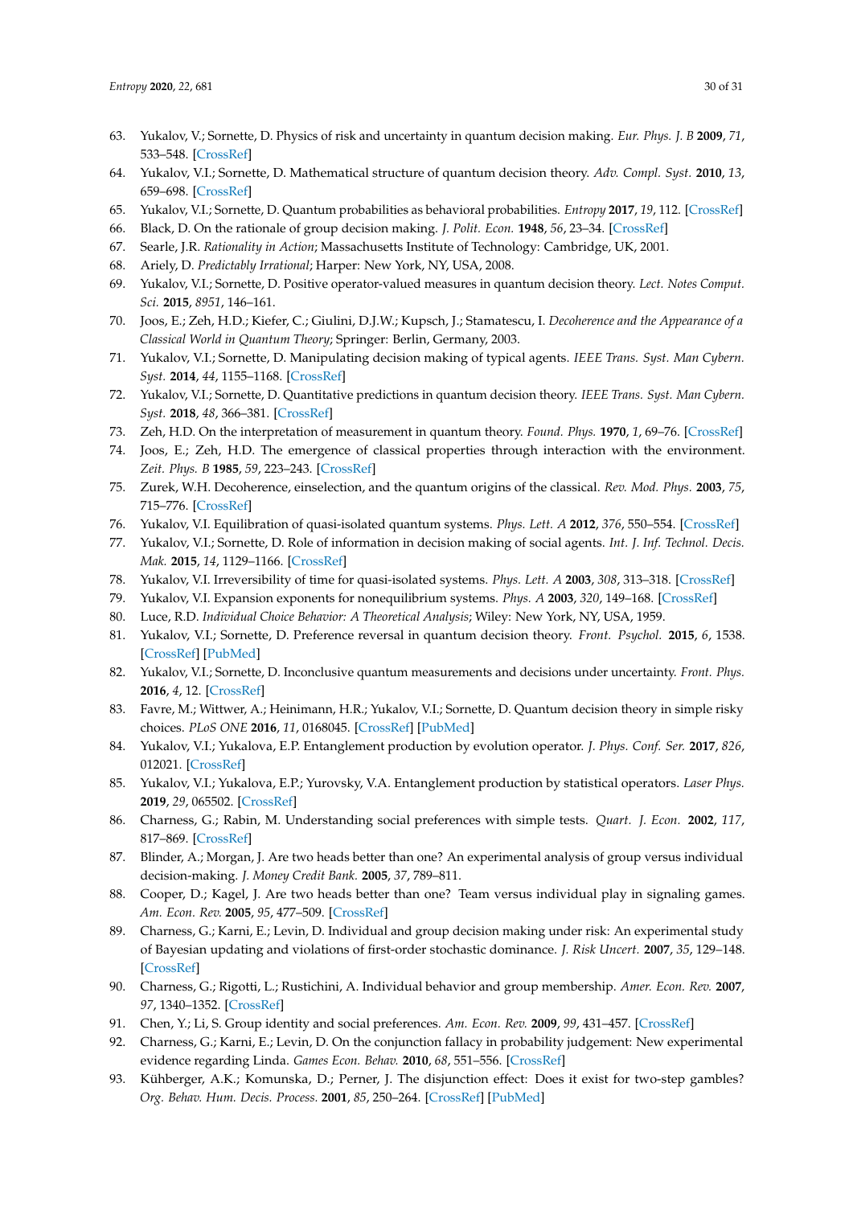63. Yukalov, V.; Sornette, D. Physics of risk and uncertainty in quantum decision making. *Eur. Phys. J. B* **2009**, *71*, 533–548. [CrossRef]
64. Yukalov, V.I.; Sornette, D. Mathematical structure of quantum decision theory. *Adv. Compl. Syst.* **2010**, *13*, 659–698. [CrossRef]
65. Yukalov, V.I.; Sornette, D. Quantum probabilities as behavioral probabilities. *Entropy* **2017**, *19*, 112. [CrossRef]
66. Black, D. On the rationale of group decision making. *J. Polit. Econ.* **1948**, *56*, 23–34. [CrossRef]
67. Searle, J.R. *Rationality in Action*; Massachusetts Institute of Technology: Cambridge, UK, 2001.
68. Ariely, D. *Predictably Irrational*; Harper: New York, NY, USA, 2008.
69. Yukalov, V.I.; Sornette, D. Positive operator-valued measures in quantum decision theory. *Lect. Notes Comput. Sci.* **2015**, *8951*, 146–161.
70. Joos, E.; Zeh, H.D.; Kiefer, C.; Giulini, D.J.W.; Kupsch, J.; Stamatescu, I. *Decoherence and the Appearance of a Classical World in Quantum Theory*; Springer: Berlin, Germany, 2003.
71. Yukalov, V.I.; Sornette, D. Manipulating decision making of typical agents. *IEEE Trans. Syst. Man Cybern. Syst.* **2014**, *44*, 1155–1168. [CrossRef]
72. Yukalov, V.I.; Sornette, D. Quantitative predictions in quantum decision theory. *IEEE Trans. Syst. Man Cybern. Syst.* **2018**, *48*, 366–381. [CrossRef]
73. Zeh, H.D. On the interpretation of measurement in quantum theory. *Found. Phys.* **1970**, *1*, 69–76. [CrossRef]
74. Joos, E.; Zeh, H.D. The emergence of classical properties through interaction with the environment. *Zeit. Phys. B* **1985**, *59*, 223–243. [CrossRef]
75. Zurek, W.H. Decoherence, einselection, and the quantum origins of the classical. *Rev. Mod. Phys.* **2003**, *75*, 715–776. [CrossRef]
76. Yukalov, V.I. Equilibration of quasi-isolated quantum systems. *Phys. Lett. A* **2012**, *376*, 550–554. [CrossRef]
77. Yukalov, V.I.; Sornette, D. Role of information in decision making of social agents. *Int. J. Inf. Technol. Decis. Mak.* **2015**, *14*, 1129–1166. [CrossRef]
78. Yukalov, V.I. Irreversibility of time for quasi-isolated systems. *Phys. Lett. A* **2003**, *308*, 313–318. [CrossRef]
79. Yukalov, V.I. Expansion exponents for nonequilibrium systems. *Phys. A* **2003**, *320*, 149–168. [CrossRef]
80. Luce, R.D. *Individual Choice Behavior: A Theoretical Analysis*; Wiley: New York, NY, USA, 1959.
81. Yukalov, V.I.; Sornette, D. Preference reversal in quantum decision theory. *Front. Psychol.* **2015**, *6*, 1538. [CrossRef] [PubMed]
82. Yukalov, V.I.; Sornette, D. Inconclusive quantum measurements and decisions under uncertainty. *Front. Phys.* **2016**, *4*, 12. [CrossRef]
83. Favre, M.; Wittwer, A.; Heinimann, H.R.; Yukalov, V.I.; Sornette, D. Quantum decision theory in simple risky choices. *PLoS ONE* **2016**, *11*, 0168045. [CrossRef] [PubMed]
84. Yukalov, V.I.; Yukalova, E.P. Entanglement production by evolution operator. *J. Phys. Conf. Ser.* **2017**, *826*, 012021. [CrossRef]
85. Yukalov, V.I.; Yukalova, E.P.; Yurovsky, V.A. Entanglement production by statistical operators. *Laser Phys.* **2019**, *29*, 065502. [CrossRef]
86. Charness, G.; Rabin, M. Understanding social preferences with simple tests. *Quart. J. Econ.* **2002**, *117*, 817–869. [CrossRef]
87. Blinder, A.; Morgan, J. Are two heads better than one? An experimental analysis of group versus individual decision-making. *J. Money Credit Bank.* **2005**, *37*, 789–811.
88. Cooper, D.; Kagel, J. Are two heads better than one? Team versus individual play in signaling games. *Am. Econ. Rev.* **2005**, *95*, 477–509. [CrossRef]
89. Charness, G.; Karni, E.; Levin, D. Individual and group decision making under risk: An experimental study of Bayesian updating and violations of first-order stochastic dominance. *J. Risk Uncert.* **2007**, *35*, 129–148. [CrossRef]
90. Charness, G.; Rigotti, L.; Rustichini, A. Individual behavior and group membership. *Amer. Econ. Rev.* **2007**, *97*, 1340–1352. [CrossRef]
91. Chen, Y.; Li, S. Group identity and social preferences. *Am. Econ. Rev.* **2009**, *99*, 431–457. [CrossRef]
92. Charness, G.; Karni, E.; Levin, D. On the conjunction fallacy in probability judgement: New experimental evidence regarding Linda. *Games Econ. Behav.* **2010**, *68*, 551–556. [CrossRef]
93. Kühberger, A.K.; Komunska, D.; Perner, J. The disjunction effect: Does it exist for two-step gambles? *Org. Behav. Hum. Decis. Process.* **2001**, *85*, 250–264. [CrossRef] [PubMed]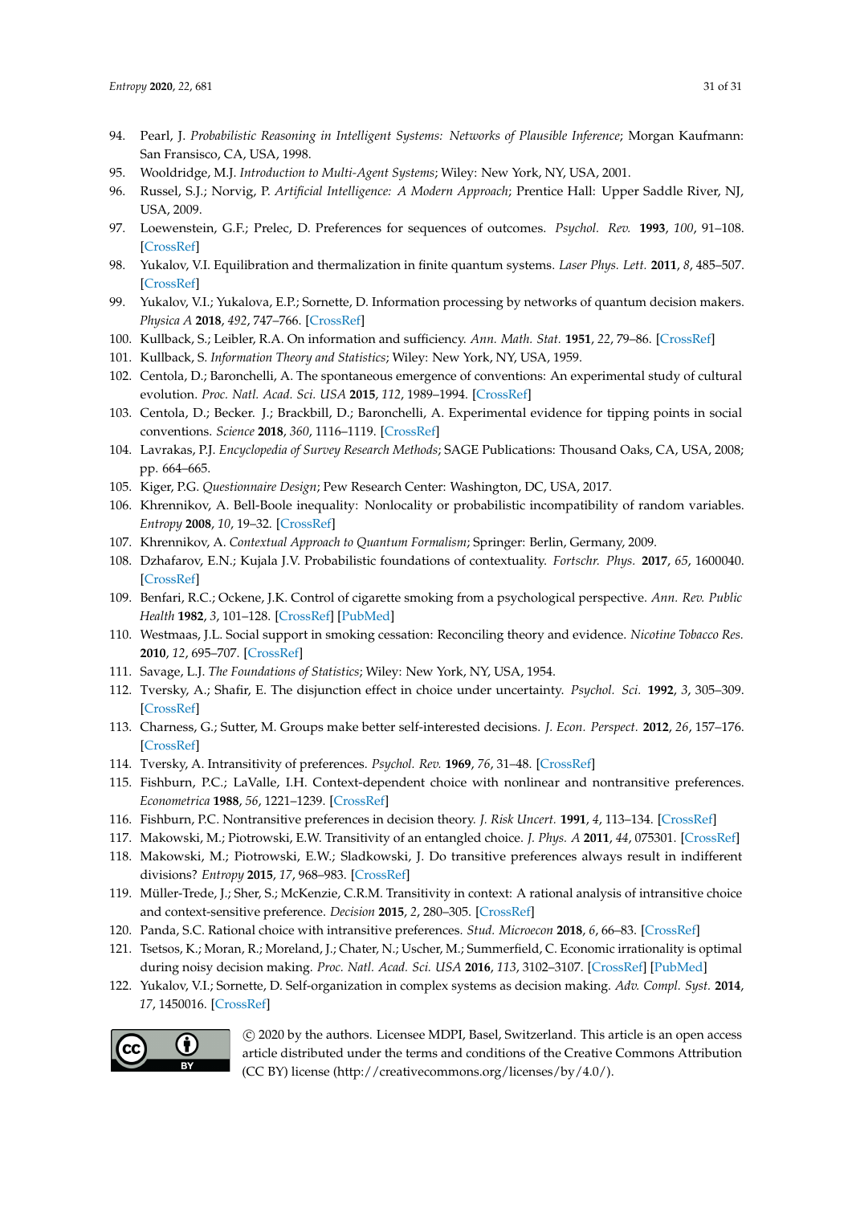94. Pearl, J. *Probabilistic Reasoning in Intelligent Systems: Networks of Plausible Inference*; Morgan Kaufmann: San Fransisco, CA, USA, 1998.
95. Wooldridge, M.J. *Introduction to Multi-Agent Systems*; Wiley: New York, NY, USA, 2001.
96. Russel, S.J.; Norvig, P. *Artificial Intelligence: A Modern Approach*; Prentice Hall: Upper Saddle River, NJ, USA, 2009.
97. Loewenstein, G.F.; Prelec, D. Preferences for sequences of outcomes. *Psychol. Rev.* **1993**, *100*, 91–108. [CrossRef]
98. Yukalov, V.I. Equilibration and thermalization in finite quantum systems. *Laser Phys. Lett.* **2011**, *8*, 485–507. [CrossRef]
99. Yukalov, V.I.; Yukalova, E.P.; Sornette, D. Information processing by networks of quantum decision makers. *Physica A* **2018**, *492*, 747–766. [CrossRef]
100. Kullback, S.; Leibler, R.A. On information and sufficiency. *Ann. Math. Stat.* **1951**, *22*, 79–86. [CrossRef]
101. Kullback, S. *Information Theory and Statistics*; Wiley: New York, NY, USA, 1959.
102. Centola, D.; Baronchelli, A. The spontaneous emergence of conventions: An experimental study of cultural evolution. *Proc. Natl. Acad. Sci. USA* **2015**, *112*, 1989–1994. [CrossRef]
103. Centola, D.; Becker. J.; Brackbill, D.; Baronchelli, A. Experimental evidence for tipping points in social conventions. *Science* **2018**, *360*, 1116–1119. [CrossRef]
104. Lavrakas, P.J. *Encyclopedia of Survey Research Methods*; SAGE Publications: Thousand Oaks, CA, USA, 2008; pp. 664–665.
105. Kiger, P.G. *Questionnaire Design*; Pew Research Center: Washington, DC, USA, 2017.
106. Khrennikov, A. Bell-Boole inequality: Nonlocality or probabilistic incompatibility of random variables. *Entropy* **2008**, *10*, 19–32. [CrossRef]
107. Khrennikov, A. *Contextual Approach to Quantum Formalism*; Springer: Berlin, Germany, 2009.
108. Dzhafarov, E.N.; Kujala J.V. Probabilistic foundations of contextuality. *Fortschr. Phys.* **2017**, *65*, 1600040. [CrossRef]
109. Benfari, R.C.; Ockene, J.K. Control of cigarette smoking from a psychological perspective. *Ann. Rev. Public Health* **1982**, *3*, 101–128. [CrossRef] [PubMed]
110. Westmaas, J.L. Social support in smoking cessation: Reconciling theory and evidence. *Nicotine Tobacco Res.* **2010**, *12*, 695–707. [CrossRef]
111. Savage, L.J. *The Foundations of Statistics*; Wiley: New York, NY, USA, 1954.
112. Tversky, A.; Shafir, E. The disjunction effect in choice under uncertainty. *Psychol. Sci.* **1992**, *3*, 305–309. [CrossRef]
113. Charness, G.; Sutter, M. Groups make better self-interested decisions. *J. Econ. Perspect.* **2012**, *26*, 157–176. [CrossRef]
114. Tversky, A. Intransitivity of preferences. *Psychol. Rev.* **1969**, *76*, 31–48. [CrossRef]
115. Fishburn, P.C.; LaValle, I.H. Context-dependent choice with nonlinear and nontransitive preferences. *Econometrica* **1988**, *56*, 1221–1239. [CrossRef]
116. Fishburn, P.C. Nontransitive preferences in decision theory. *J. Risk Uncert.* **1991**, *4*, 113–134. [CrossRef]
117. Makowski, M.; Piotrowski, E.W. Transitivity of an entangled choice. *J. Phys. A* **2011**, *44*, 075301. [CrossRef]
118. Makowski, M.; Piotrowski, E.W.; Sladkowski, J. Do transitive preferences always result in indifferent divisions? *Entropy* **2015**, *17*, 968–983. [CrossRef]
119. Müller-Trede, J.; Sher, S.; McKenzie, C.R.M. Transitivity in context: A rational analysis of intransitive choice and context-sensitive preference. *Decision* **2015**, *2*, 280–305. [CrossRef]
120. Panda, S.C. Rational choice with intransitive preferences. *Stud. Microecon* **2018**, *6*, 66–83. [CrossRef]
121. Tsetsos, K.; Moran, R.; Moreland, J.; Chater, N.; Uscher, M.; Summerfield, C. Economic irrationality is optimal during noisy decision making. *Proc. Natl. Acad. Sci. USA* **2016**, *113*, 3102–3107. [CrossRef] [PubMed]
122. Yukalov, V.I.; Sornette, D. Self-organization in complex systems as decision making. *Adv. Compl. Syst.* **2014**, *17*, 1450016. [CrossRef]

© 2020 by the authors. Licensee MDPI, Basel, Switzerland. This article is an open access article distributed under the terms and conditions of the Creative Commons Attribution (CC BY) license (http://creativecommons.org/licenses/by/4.0/).